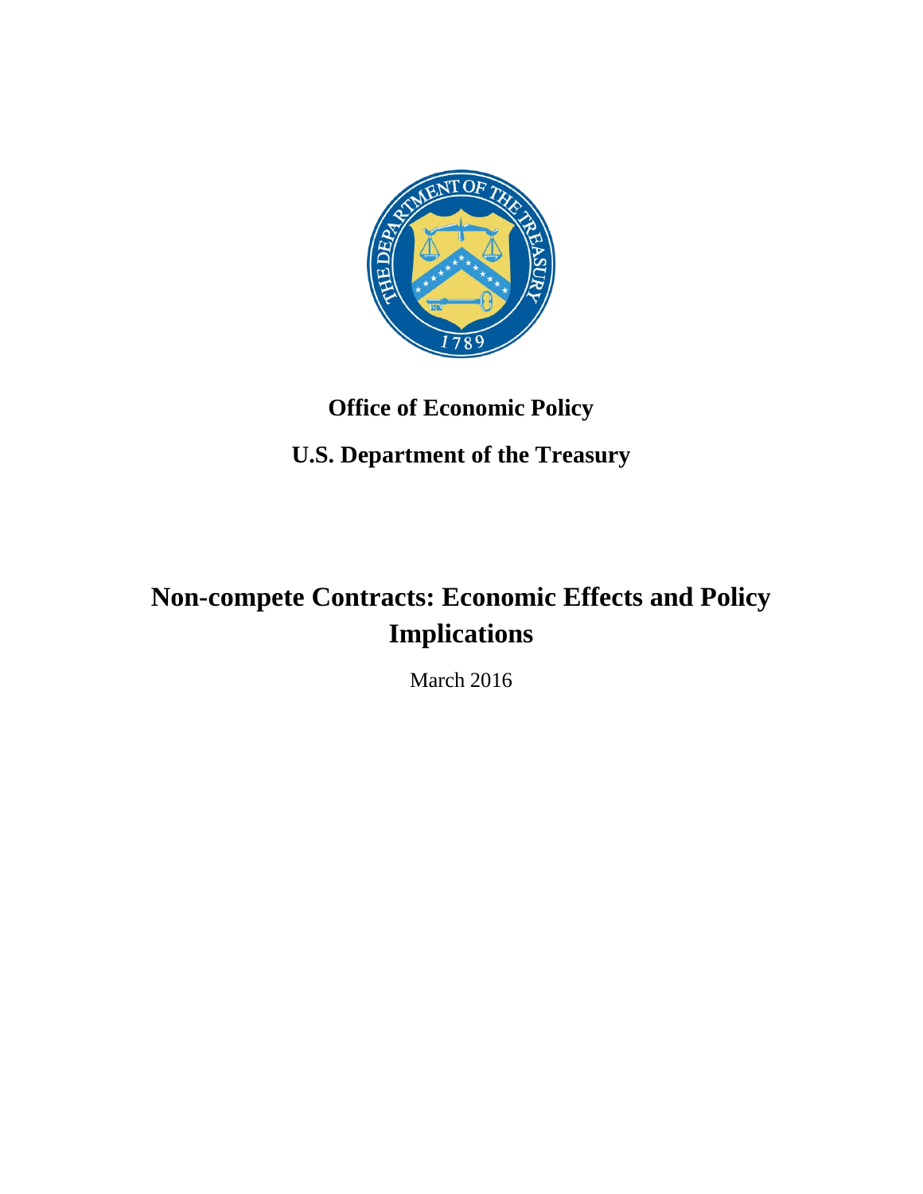**Office of Economic Policy**

**U.S. Department of the Treasury**

# Non-compete Contracts: Economic Effects and Policy Implications

March 2016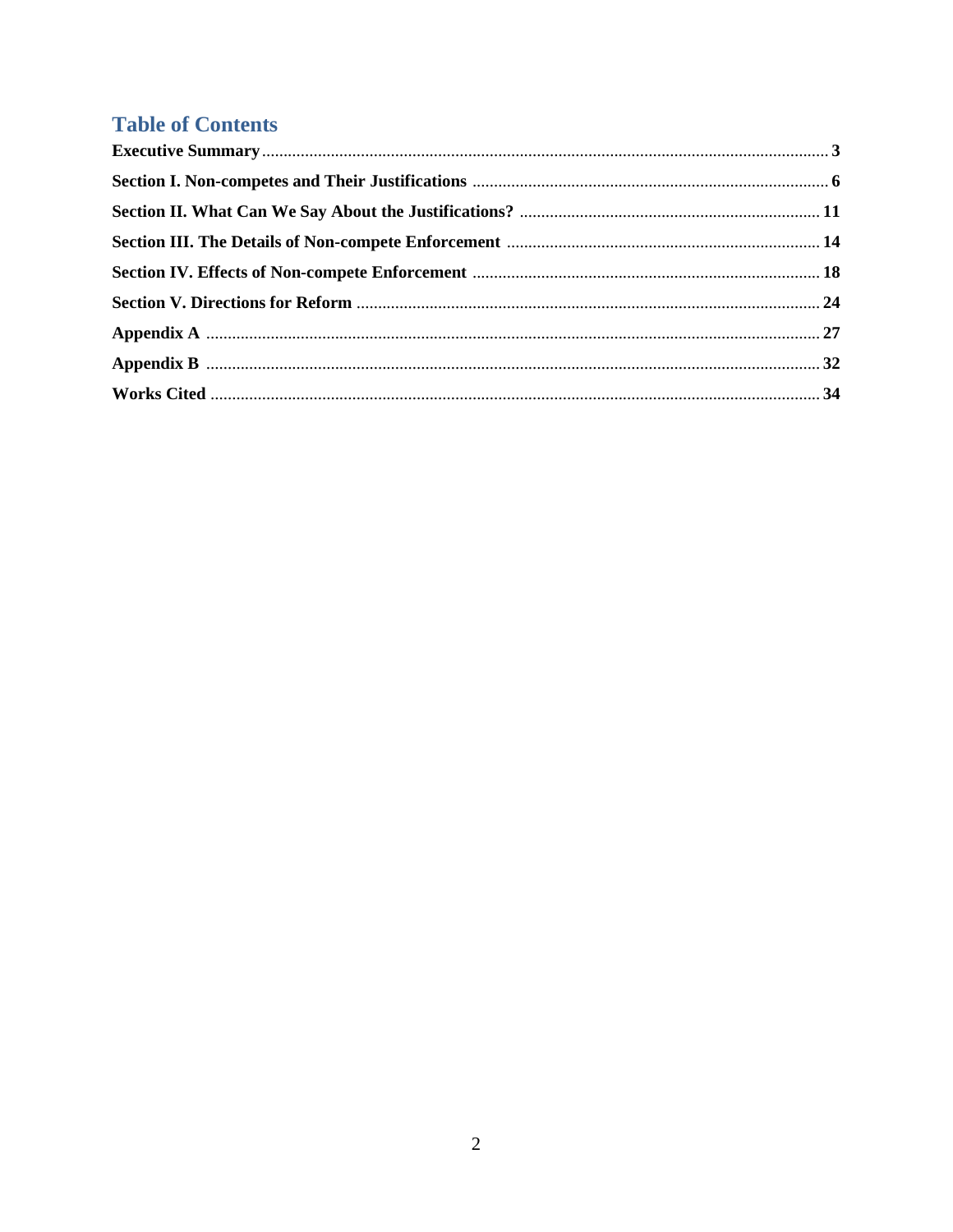## Table of Contents

**Executive Summary** ........ **3**

**Section I. Non-competes and Their Justifications** ........ **6**

**Section II. What Can We Say About the Justifications?** ........ **11**

**Section III. The Details of Non-compete Enforcement** ........ **14**

**Section IV. Effects of Non-compete Enforcement** ........ **18**

**Section V. Directions for Reform** ........ **24**

**Appendix A** ........ **27**

**Appendix B** ........ **32**

**Works Cited** ........ **34**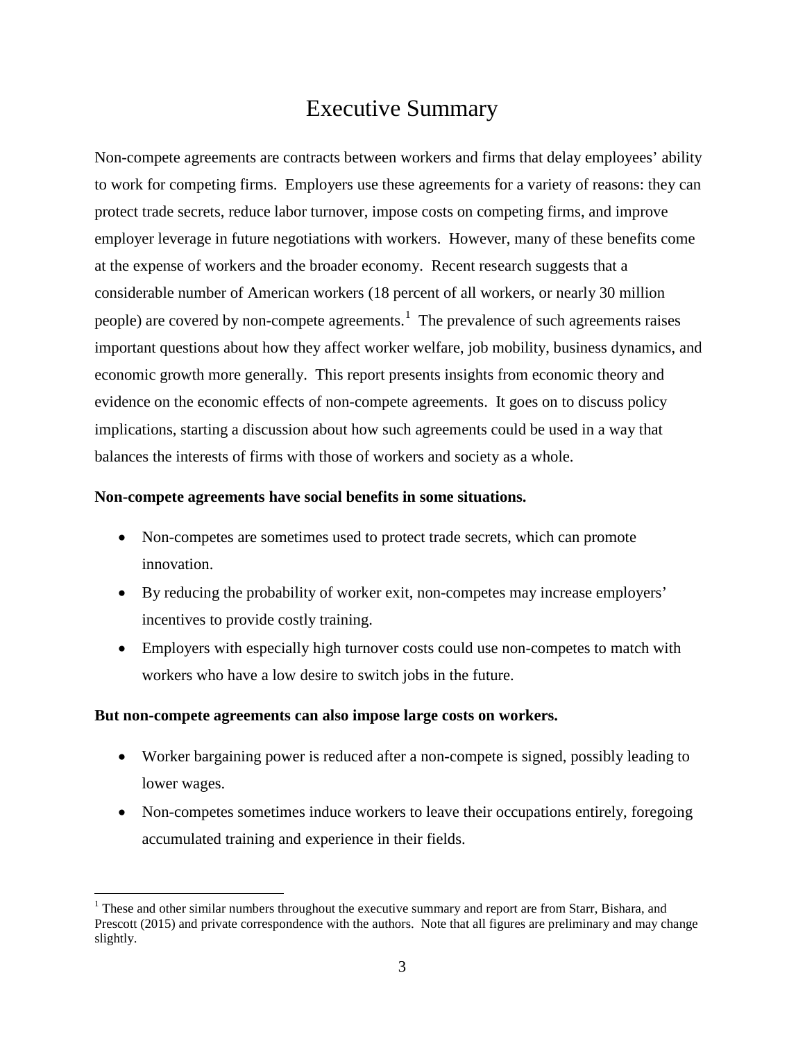# Executive Summary

Non-compete agreements are contracts between workers and firms that delay employees' ability to work for competing firms. Employers use these agreements for a variety of reasons: they can protect trade secrets, reduce labor turnover, impose costs on competing firms, and improve employer leverage in future negotiations with workers. However, many of these benefits come at the expense of workers and the broader economy. Recent research suggests that a considerable number of American workers (18 percent of all workers, or nearly 30 million people) are covered by non-compete agreements.[1] The prevalence of such agreements raises important questions about how they affect worker welfare, job mobility, business dynamics, and economic growth more generally. This report presents insights from economic theory and evidence on the economic effects of non-compete agreements. It goes on to discuss policy implications, starting a discussion about how such agreements could be used in a way that balances the interests of firms with those of workers and society as a whole.

**Non-compete agreements have social benefits in some situations.**

- Non-competes are sometimes used to protect trade secrets, which can promote innovation.
- By reducing the probability of worker exit, non-competes may increase employers' incentives to provide costly training.
- Employers with especially high turnover costs could use non-competes to match with workers who have a low desire to switch jobs in the future.

**But non-compete agreements can also impose large costs on workers.**

- Worker bargaining power is reduced after a non-compete is signed, possibly leading to lower wages.
- Non-competes sometimes induce workers to leave their occupations entirely, foregoing accumulated training and experience in their fields.

[1] These and other similar numbers throughout the executive summary and report are from Starr, Bishara, and Prescott (2015) and private correspondence with the authors. Note that all figures are preliminary and may change slightly.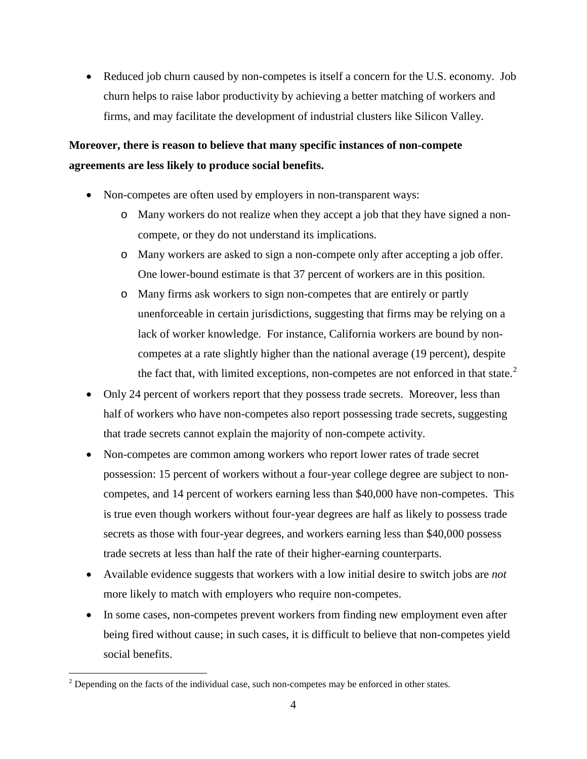- Reduced job churn caused by non-competes is itself a concern for the U.S. economy. Job churn helps to raise labor productivity by achieving a better matching of workers and firms, and may facilitate the development of industrial clusters like Silicon Valley.

**Moreover, there is reason to believe that many specific instances of non-compete agreements are less likely to produce social benefits.**

- Non-competes are often used by employers in non-transparent ways:
  - Many workers do not realize when they accept a job that they have signed a non-compete, or they do not understand its implications.
  - Many workers are asked to sign a non-compete only after accepting a job offer. One lower-bound estimate is that 37 percent of workers are in this position.
  - Many firms ask workers to sign non-competes that are entirely or partly unenforceable in certain jurisdictions, suggesting that firms may be relying on a lack of worker knowledge. For instance, California workers are bound by non-competes at a rate slightly higher than the national average (19 percent), despite the fact that, with limited exceptions, non-competes are not enforced in that state.[2]
- Only 24 percent of workers report that they possess trade secrets. Moreover, less than half of workers who have non-competes also report possessing trade secrets, suggesting that trade secrets cannot explain the majority of non-compete activity.
- Non-competes are common among workers who report lower rates of trade secret possession: 15 percent of workers without a four-year college degree are subject to non-competes, and 14 percent of workers earning less than $40,000 have non-competes. This is true even though workers without four-year degrees are half as likely to possess trade secrets as those with four-year degrees, and workers earning less than $40,000 possess trade secrets at less than half the rate of their higher-earning counterparts.
- Available evidence suggests that workers with a low initial desire to switch jobs are *not* more likely to match with employers who require non-competes.
- In some cases, non-competes prevent workers from finding new employment even after being fired without cause; in such cases, it is difficult to believe that non-competes yield social benefits.

[2] Depending on the facts of the individual case, such non-competes may be enforced in other states.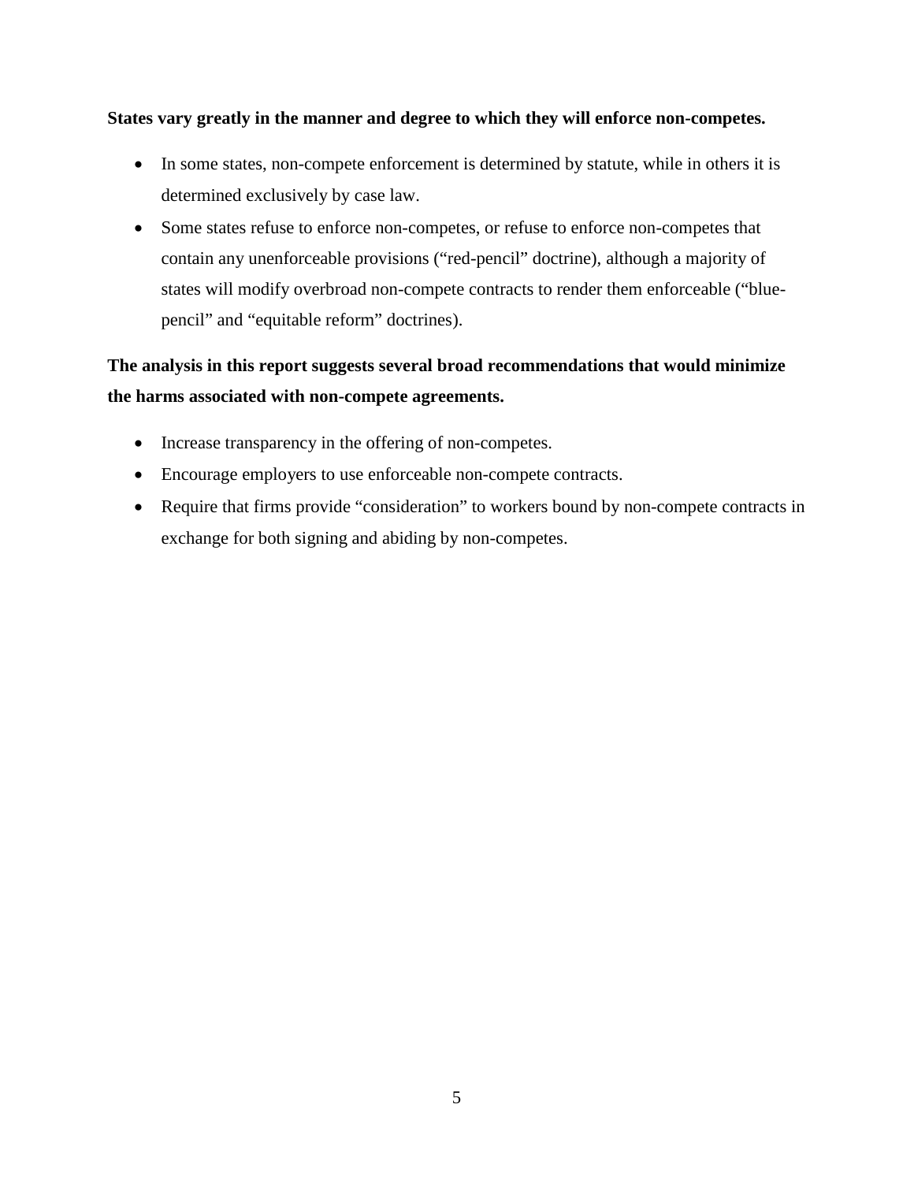**States vary greatly in the manner and degree to which they will enforce non-competes.**

- In some states, non-compete enforcement is determined by statute, while in others it is determined exclusively by case law.
- Some states refuse to enforce non-competes, or refuse to enforce non-competes that contain any unenforceable provisions ("red-pencil" doctrine), although a majority of states will modify overbroad non-compete contracts to render them enforceable ("blue-pencil" and "equitable reform" doctrines).

**The analysis in this report suggests several broad recommendations that would minimize the harms associated with non-compete agreements.**

- Increase transparency in the offering of non-competes.
- Encourage employers to use enforceable non-compete contracts.
- Require that firms provide "consideration" to workers bound by non-compete contracts in exchange for both signing and abiding by non-competes.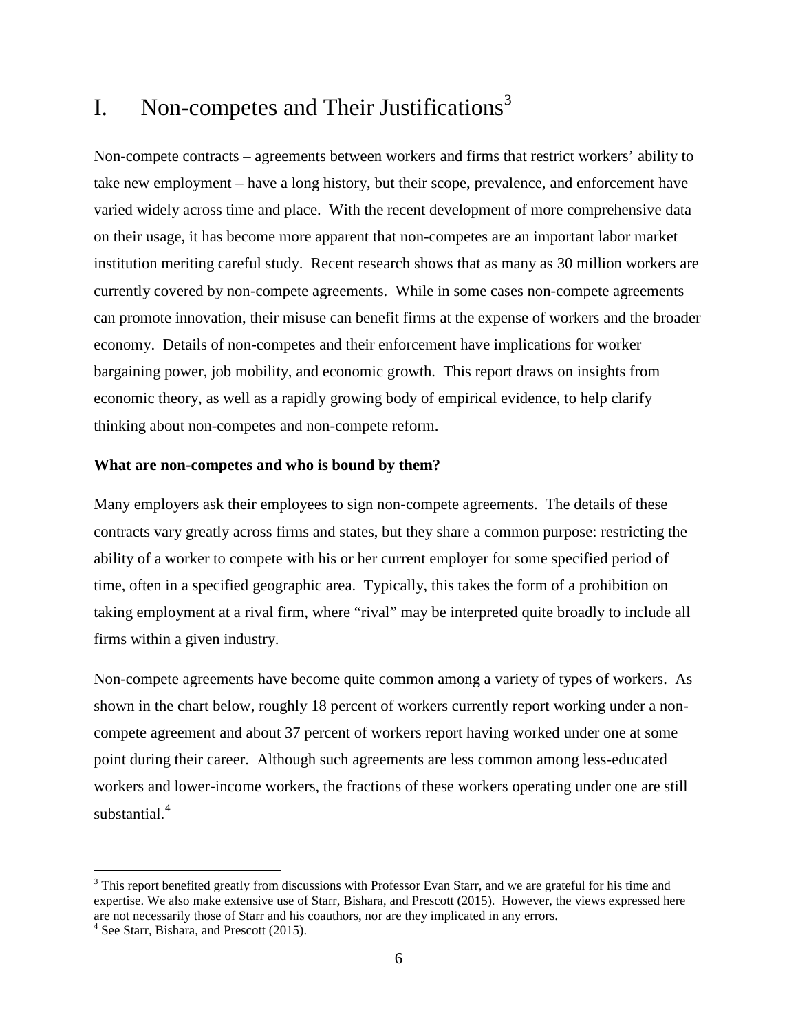# I. Non-competes and Their Justifications[3]

Non-compete contracts – agreements between workers and firms that restrict workers' ability to take new employment – have a long history, but their scope, prevalence, and enforcement have varied widely across time and place. With the recent development of more comprehensive data on their usage, it has become more apparent that non-competes are an important labor market institution meriting careful study. Recent research shows that as many as 30 million workers are currently covered by non-compete agreements. While in some cases non-compete agreements can promote innovation, their misuse can benefit firms at the expense of workers and the broader economy. Details of non-competes and their enforcement have implications for worker bargaining power, job mobility, and economic growth. This report draws on insights from economic theory, as well as a rapidly growing body of empirical evidence, to help clarify thinking about non-competes and non-compete reform.

**What are non-competes and who is bound by them?**

Many employers ask their employees to sign non-compete agreements. The details of these contracts vary greatly across firms and states, but they share a common purpose: restricting the ability of a worker to compete with his or her current employer for some specified period of time, often in a specified geographic area. Typically, this takes the form of a prohibition on taking employment at a rival firm, where "rival" may be interpreted quite broadly to include all firms within a given industry.

Non-compete agreements have become quite common among a variety of types of workers. As shown in the chart below, roughly 18 percent of workers currently report working under a non-compete agreement and about 37 percent of workers report having worked under one at some point during their career. Although such agreements are less common among less-educated workers and lower-income workers, the fractions of these workers operating under one are still substantial.[4]

---

[3] This report benefited greatly from discussions with Professor Evan Starr, and we are grateful for his time and expertise. We also make extensive use of Starr, Bishara, and Prescott (2015). However, the views expressed here are not necessarily those of Starr and his coauthors, nor are they implicated in any errors.

[4] See Starr, Bishara, and Prescott (2015).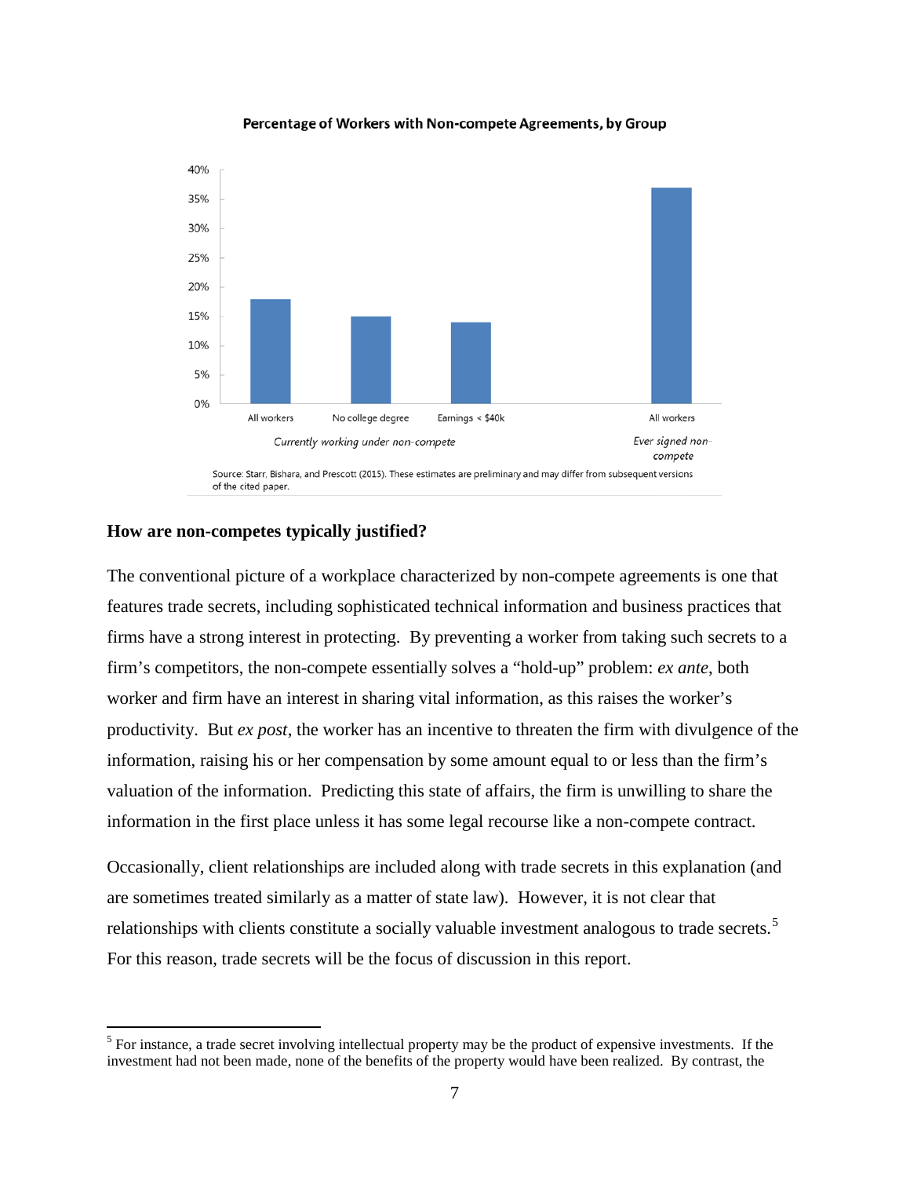**Percentage of Workers with Non-compete Agreements, by Group**

| Group | | Percentage |
|---|---|---|
| Currently working under non-compete | All workers | 18% |
| | No college degree | 15% |
| | Earnings < $40k | 14% |
| Ever signed non-compete | All workers | 37% |

Source: Starr, Bishara, and Prescott (2015). These estimates are preliminary and may differ from subsequent versions of the cited paper.

## How are non-competes typically justified?

The conventional picture of a workplace characterized by non-compete agreements is one that features trade secrets, including sophisticated technical information and business practices that firms have a strong interest in protecting. By preventing a worker from taking such secrets to a firm's competitors, the non-compete essentially solves a "hold-up" problem: *ex ante*, both worker and firm have an interest in sharing vital information, as this raises the worker's productivity. But *ex post*, the worker has an incentive to threaten the firm with divulgence of the information, raising his or her compensation by some amount equal to or less than the firm's valuation of the information. Predicting this state of affairs, the firm is unwilling to share the information in the first place unless it has some legal recourse like a non-compete contract.

Occasionally, client relationships are included along with trade secrets in this explanation (and are sometimes treated similarly as a matter of state law). However, it is not clear that relationships with clients constitute a socially valuable investment analogous to trade secrets.[5] For this reason, trade secrets will be the focus of discussion in this report.

---

[5] For instance, a trade secret involving intellectual property may be the product of expensive investments. If the investment had not been made, none of the benefits of the property would have been realized. By contrast, the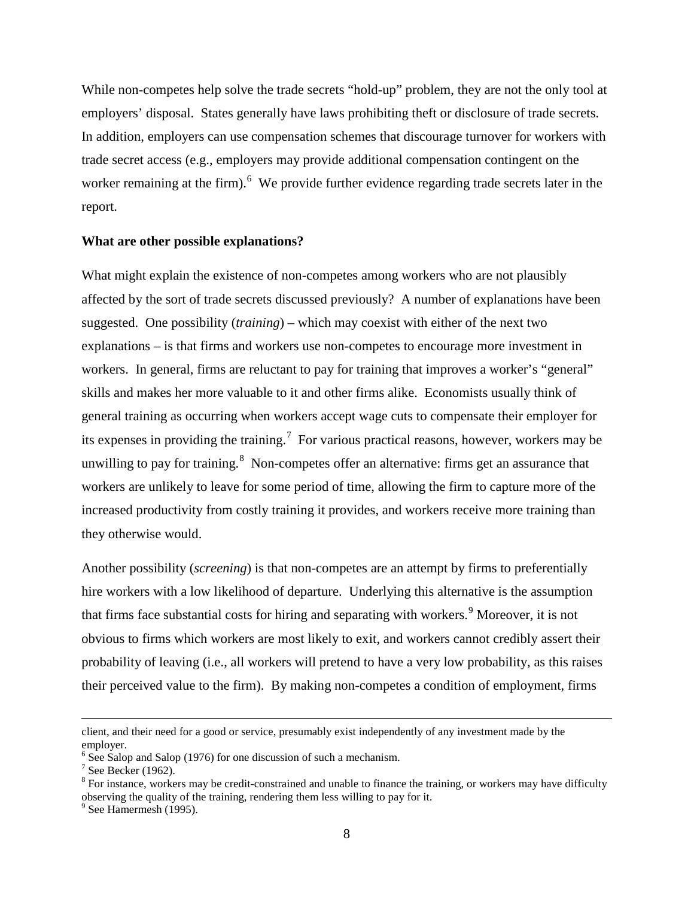While non-competes help solve the trade secrets "hold-up" problem, they are not the only tool at employers' disposal. States generally have laws prohibiting theft or disclosure of trade secrets. In addition, employers can use compensation schemes that discourage turnover for workers with trade secret access (e.g., employers may provide additional compensation contingent on the worker remaining at the firm).[6] We provide further evidence regarding trade secrets later in the report.

**What are other possible explanations?**

What might explain the existence of non-competes among workers who are not plausibly affected by the sort of trade secrets discussed previously? A number of explanations have been suggested. One possibility (*training*) – which may coexist with either of the next two explanations – is that firms and workers use non-competes to encourage more investment in workers. In general, firms are reluctant to pay for training that improves a worker's "general" skills and makes her more valuable to it and other firms alike. Economists usually think of general training as occurring when workers accept wage cuts to compensate their employer for its expenses in providing the training.[7] For various practical reasons, however, workers may be unwilling to pay for training.[8] Non-competes offer an alternative: firms get an assurance that workers are unlikely to leave for some period of time, allowing the firm to capture more of the increased productivity from costly training it provides, and workers receive more training than they otherwise would.

Another possibility (*screening*) is that non-competes are an attempt by firms to preferentially hire workers with a low likelihood of departure. Underlying this alternative is the assumption that firms face substantial costs for hiring and separating with workers.[9] Moreover, it is not obvious to firms which workers are most likely to exit, and workers cannot credibly assert their probability of leaving (i.e., all workers will pretend to have a very low probability, as this raises their perceived value to the firm). By making non-competes a condition of employment, firms

---

client, and their need for a good or service, presumably exist independently of any investment made by the employer.

[6] See Salop and Salop (1976) for one discussion of such a mechanism.

[7] See Becker (1962).

[8] For instance, workers may be credit-constrained and unable to finance the training, or workers may have difficulty observing the quality of the training, rendering them less willing to pay for it.

[9] See Hamermesh (1995).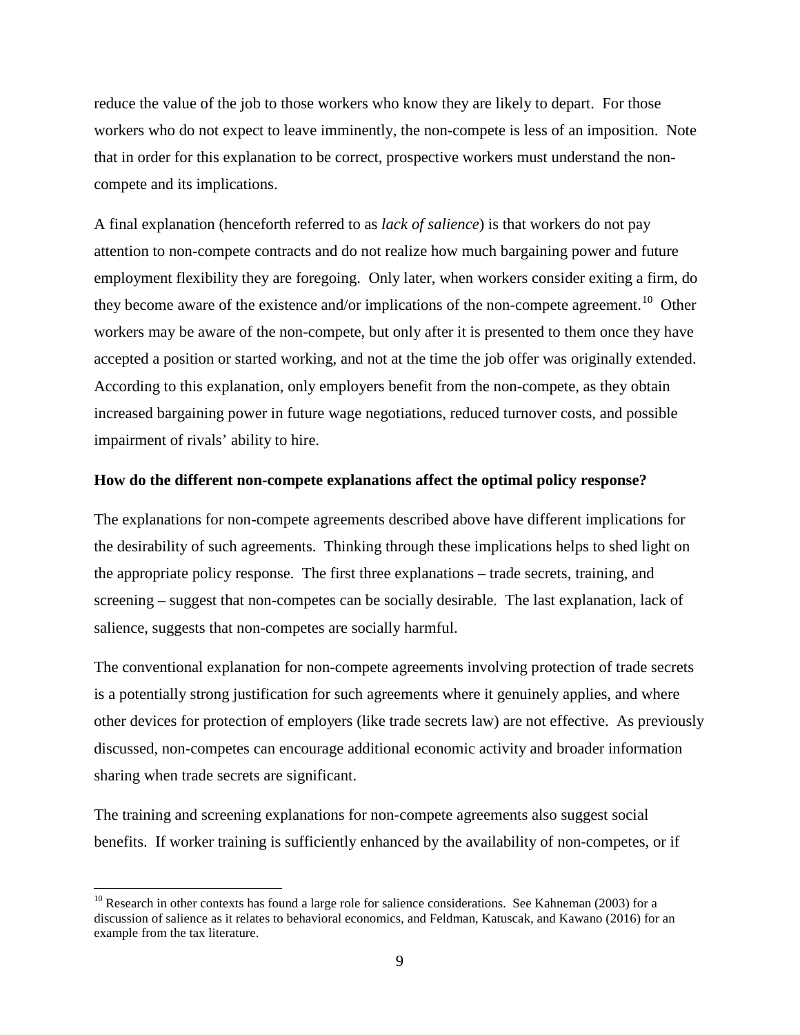reduce the value of the job to those workers who know they are likely to depart. For those workers who do not expect to leave imminently, the non-compete is less of an imposition. Note that in order for this explanation to be correct, prospective workers must understand the non-compete and its implications.

A final explanation (henceforth referred to as *lack of salience*) is that workers do not pay attention to non-compete contracts and do not realize how much bargaining power and future employment flexibility they are foregoing. Only later, when workers consider exiting a firm, do they become aware of the existence and/or implications of the non-compete agreement.[10] Other workers may be aware of the non-compete, but only after it is presented to them once they have accepted a position or started working, and not at the time the job offer was originally extended. According to this explanation, only employers benefit from the non-compete, as they obtain increased bargaining power in future wage negotiations, reduced turnover costs, and possible impairment of rivals' ability to hire.

**How do the different non-compete explanations affect the optimal policy response?**

The explanations for non-compete agreements described above have different implications for the desirability of such agreements. Thinking through these implications helps to shed light on the appropriate policy response. The first three explanations – trade secrets, training, and screening – suggest that non-competes can be socially desirable. The last explanation, lack of salience, suggests that non-competes are socially harmful.

The conventional explanation for non-compete agreements involving protection of trade secrets is a potentially strong justification for such agreements where it genuinely applies, and where other devices for protection of employers (like trade secrets law) are not effective. As previously discussed, non-competes can encourage additional economic activity and broader information sharing when trade secrets are significant.

The training and screening explanations for non-compete agreements also suggest social benefits. If worker training is sufficiently enhanced by the availability of non-competes, or if

[10] Research in other contexts has found a large role for salience considerations. See Kahneman (2003) for a discussion of salience as it relates to behavioral economics, and Feldman, Katuscak, and Kawano (2016) for an example from the tax literature.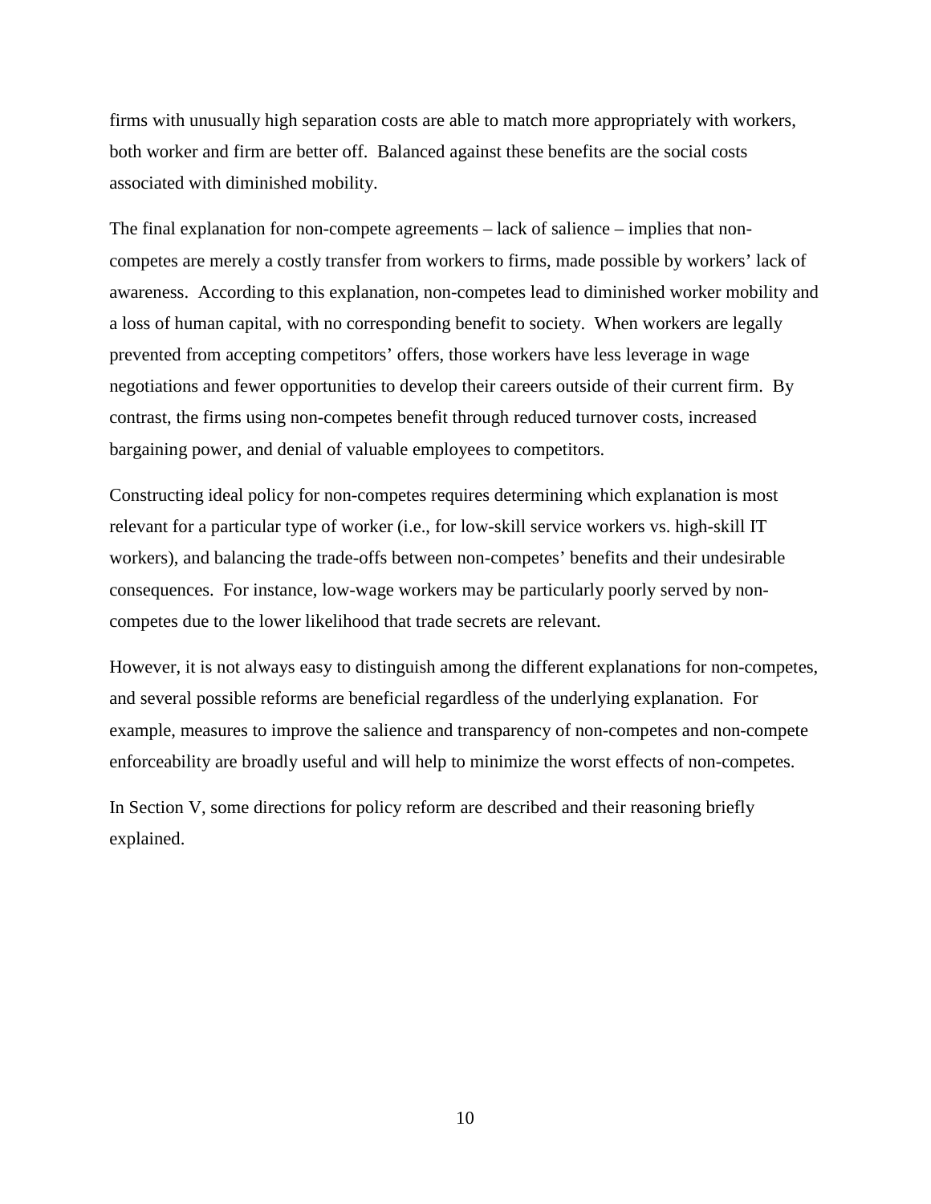firms with unusually high separation costs are able to match more appropriately with workers, both worker and firm are better off. Balanced against these benefits are the social costs associated with diminished mobility.

The final explanation for non-compete agreements – lack of salience – implies that non-competes are merely a costly transfer from workers to firms, made possible by workers' lack of awareness. According to this explanation, non-competes lead to diminished worker mobility and a loss of human capital, with no corresponding benefit to society. When workers are legally prevented from accepting competitors' offers, those workers have less leverage in wage negotiations and fewer opportunities to develop their careers outside of their current firm. By contrast, the firms using non-competes benefit through reduced turnover costs, increased bargaining power, and denial of valuable employees to competitors.

Constructing ideal policy for non-competes requires determining which explanation is most relevant for a particular type of worker (i.e., for low-skill service workers vs. high-skill IT workers), and balancing the trade-offs between non-competes' benefits and their undesirable consequences. For instance, low-wage workers may be particularly poorly served by non-competes due to the lower likelihood that trade secrets are relevant.

However, it is not always easy to distinguish among the different explanations for non-competes, and several possible reforms are beneficial regardless of the underlying explanation. For example, measures to improve the salience and transparency of non-competes and non-compete enforceability are broadly useful and will help to minimize the worst effects of non-competes.

In Section V, some directions for policy reform are described and their reasoning briefly explained.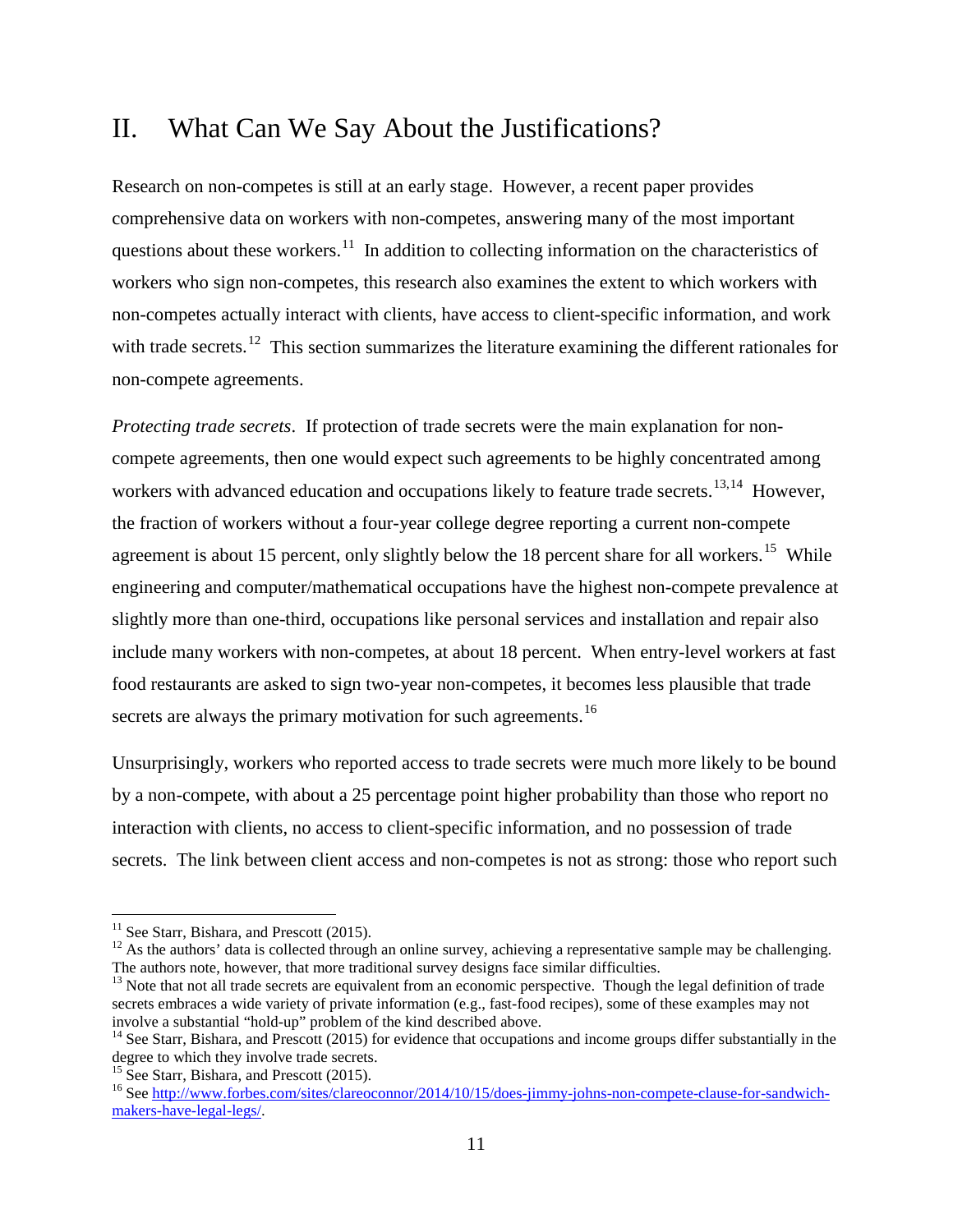## II. What Can We Say About the Justifications?

Research on non-competes is still at an early stage. However, a recent paper provides comprehensive data on workers with non-competes, answering many of the most important questions about these workers.[11] In addition to collecting information on the characteristics of workers who sign non-competes, this research also examines the extent to which workers with non-competes actually interact with clients, have access to client-specific information, and work with trade secrets.[12] This section summarizes the literature examining the different rationales for non-compete agreements.

*Protecting trade secrets*. If protection of trade secrets were the main explanation for non-compete agreements, then one would expect such agreements to be highly concentrated among workers with advanced education and occupations likely to feature trade secrets.[13,14] However, the fraction of workers without a four-year college degree reporting a current non-compete agreement is about 15 percent, only slightly below the 18 percent share for all workers.[15] While engineering and computer/mathematical occupations have the highest non-compete prevalence at slightly more than one-third, occupations like personal services and installation and repair also include many workers with non-competes, at about 18 percent. When entry-level workers at fast food restaurants are asked to sign two-year non-competes, it becomes less plausible that trade secrets are always the primary motivation for such agreements.[16]

Unsurprisingly, workers who reported access to trade secrets were much more likely to be bound by a non-compete, with about a 25 percentage point higher probability than those who report no interaction with clients, no access to client-specific information, and no possession of trade secrets. The link between client access and non-competes is not as strong: those who report such

---

[11] See Starr, Bishara, and Prescott (2015).

[12] As the authors' data is collected through an online survey, achieving a representative sample may be challenging. The authors note, however, that more traditional survey designs face similar difficulties.

[13] Note that not all trade secrets are equivalent from an economic perspective. Though the legal definition of trade secrets embraces a wide variety of private information (e.g., fast-food recipes), some of these examples may not involve a substantial "hold-up" problem of the kind described above.

[14] See Starr, Bishara, and Prescott (2015) for evidence that occupations and income groups differ substantially in the degree to which they involve trade secrets.

[15] See Starr, Bishara, and Prescott (2015).

[16] See [http://www.forbes.com/sites/clareoconnor/2014/10/15/does-jimmy-johns-non-compete-clause-for-sandwich-makers-have-legal-legs/](http://www.forbes.com/sites/clareoconnor/2014/10/15/does-jimmy-johns-non-compete-clause-for-sandwich-makers-have-legal-legs/).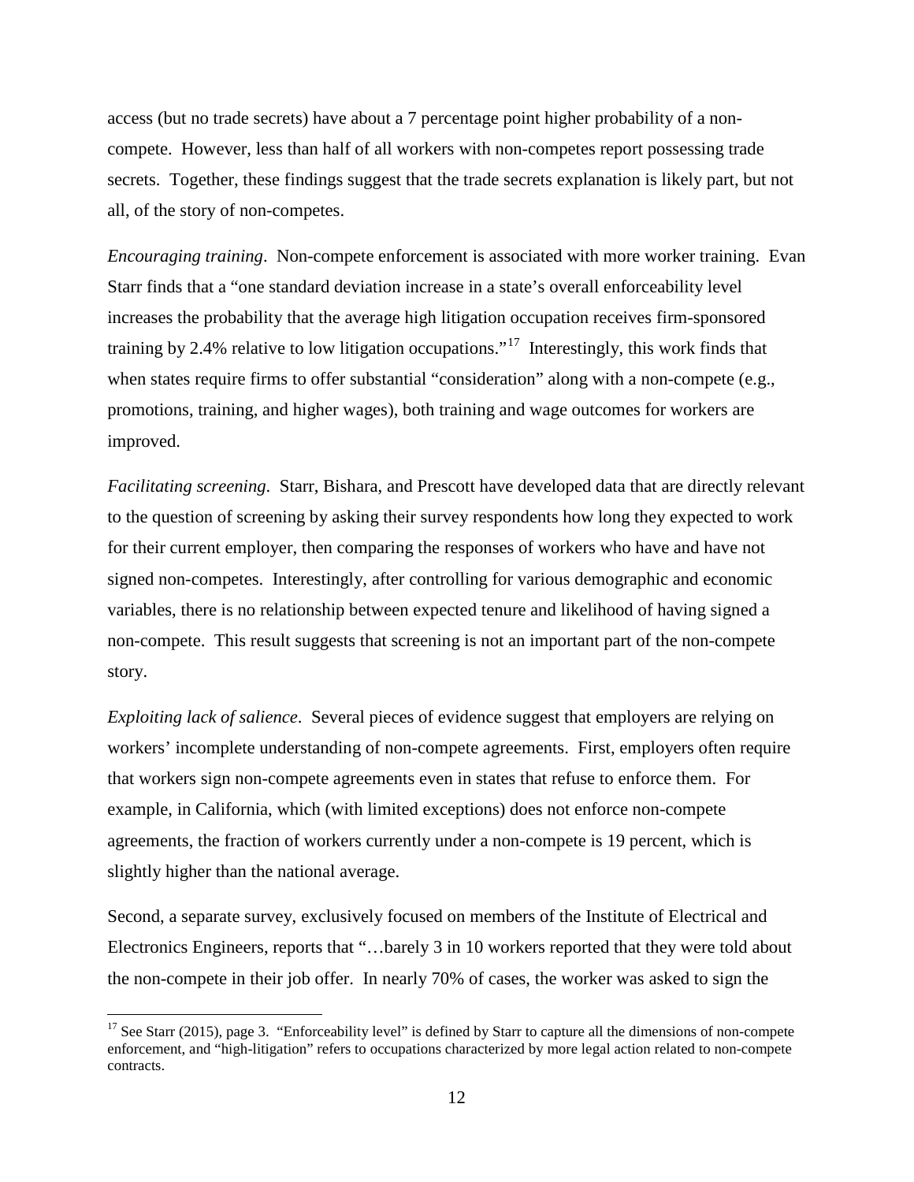access (but no trade secrets) have about a 7 percentage point higher probability of a non-compete. However, less than half of all workers with non-competes report possessing trade secrets. Together, these findings suggest that the trade secrets explanation is likely part, but not all, of the story of non-competes.

*Encouraging training*. Non-compete enforcement is associated with more worker training. Evan Starr finds that a "one standard deviation increase in a state's overall enforceability level increases the probability that the average high litigation occupation receives firm-sponsored training by 2.4% relative to low litigation occupations."[17] Interestingly, this work finds that when states require firms to offer substantial "consideration" along with a non-compete (e.g., promotions, training, and higher wages), both training and wage outcomes for workers are improved.

*Facilitating screening*. Starr, Bishara, and Prescott have developed data that are directly relevant to the question of screening by asking their survey respondents how long they expected to work for their current employer, then comparing the responses of workers who have and have not signed non-competes. Interestingly, after controlling for various demographic and economic variables, there is no relationship between expected tenure and likelihood of having signed a non-compete. This result suggests that screening is not an important part of the non-compete story.

*Exploiting lack of salience*. Several pieces of evidence suggest that employers are relying on workers' incomplete understanding of non-compete agreements. First, employers often require that workers sign non-compete agreements even in states that refuse to enforce them. For example, in California, which (with limited exceptions) does not enforce non-compete agreements, the fraction of workers currently under a non-compete is 19 percent, which is slightly higher than the national average.

Second, a separate survey, exclusively focused on members of the Institute of Electrical and Electronics Engineers, reports that "…barely 3 in 10 workers reported that they were told about the non-compete in their job offer. In nearly 70% of cases, the worker was asked to sign the

[17] See Starr (2015), page 3. "Enforceability level" is defined by Starr to capture all the dimensions of non-compete enforcement, and "high-litigation" refers to occupations characterized by more legal action related to non-compete contracts.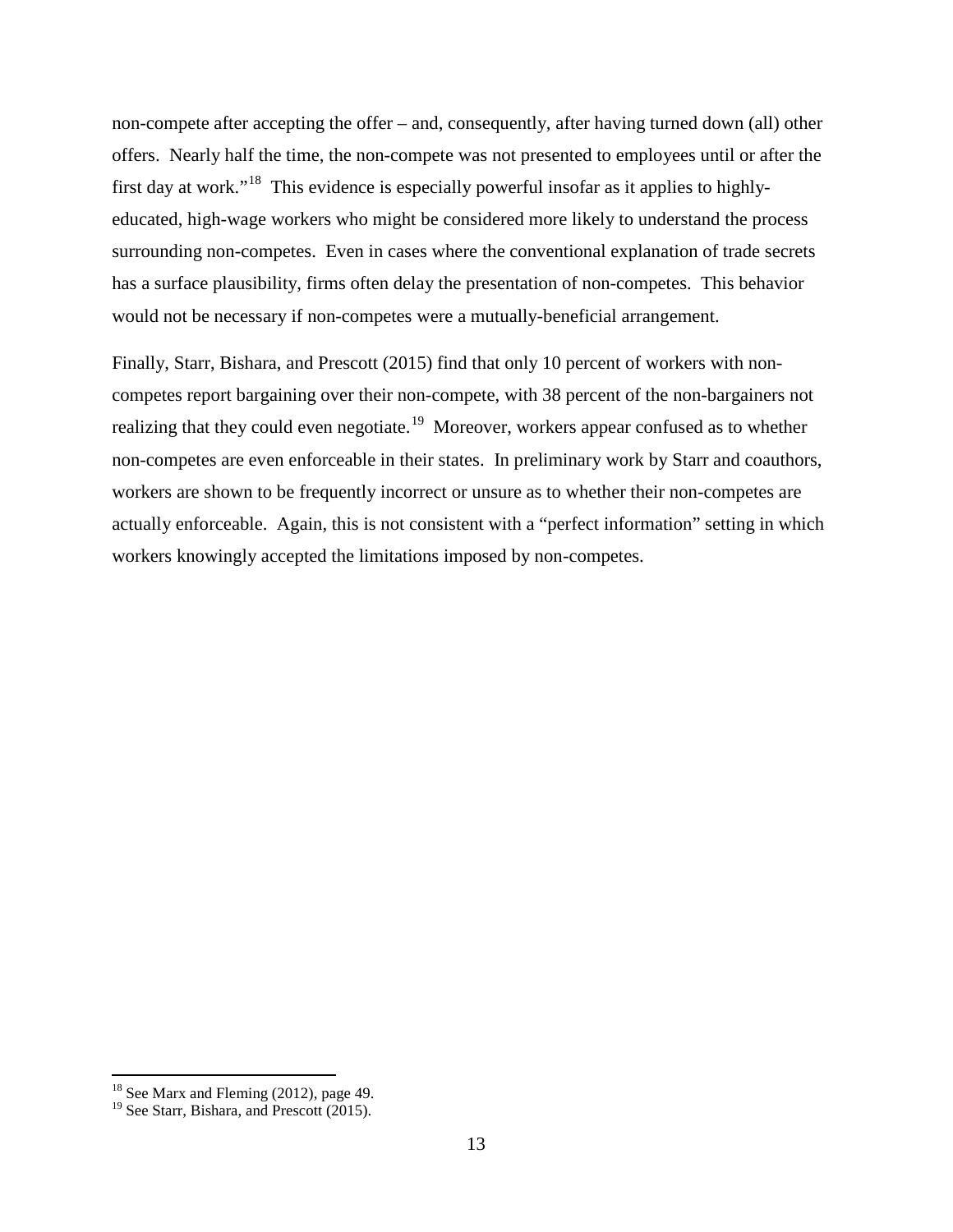non-compete after accepting the offer – and, consequently, after having turned down (all) other offers. Nearly half the time, the non-compete was not presented to employees until or after the first day at work."[18] This evidence is especially powerful insofar as it applies to highly-educated, high-wage workers who might be considered more likely to understand the process surrounding non-competes. Even in cases where the conventional explanation of trade secrets has a surface plausibility, firms often delay the presentation of non-competes. This behavior would not be necessary if non-competes were a mutually-beneficial arrangement.

Finally, Starr, Bishara, and Prescott (2015) find that only 10 percent of workers with non-competes report bargaining over their non-compete, with 38 percent of the non-bargainers not realizing that they could even negotiate.[19] Moreover, workers appear confused as to whether non-competes are even enforceable in their states. In preliminary work by Starr and coauthors, workers are shown to be frequently incorrect or unsure as to whether their non-competes are actually enforceable. Again, this is not consistent with a "perfect information" setting in which workers knowingly accepted the limitations imposed by non-competes.

---

[18] See Marx and Fleming (2012), page 49.

[19] See Starr, Bishara, and Prescott (2015).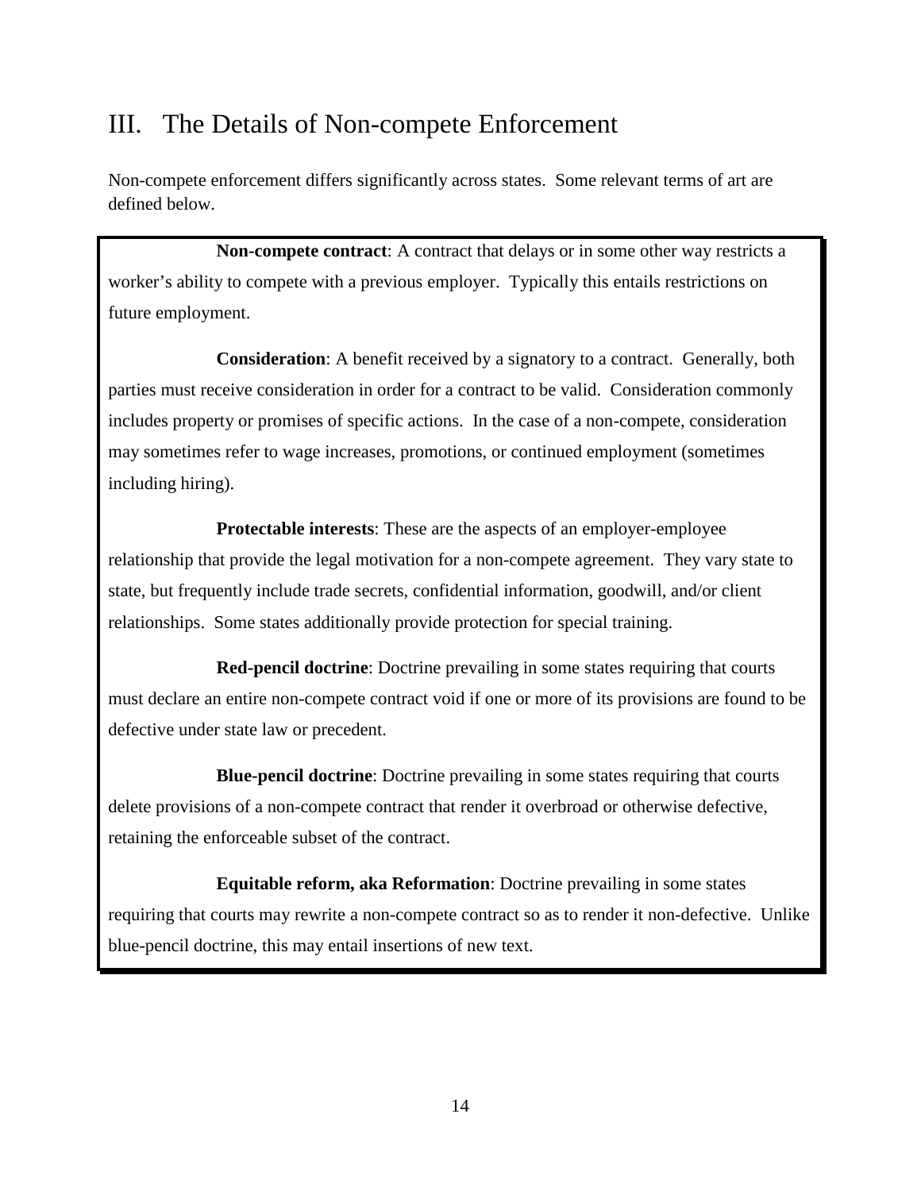## III. The Details of Non-compete Enforcement

Non-compete enforcement differs significantly across states. Some relevant terms of art are defined below.

**Non-compete contract**: A contract that delays or in some other way restricts a worker's ability to compete with a previous employer. Typically this entails restrictions on future employment.

**Consideration**: A benefit received by a signatory to a contract. Generally, both parties must receive consideration in order for a contract to be valid. Consideration commonly includes property or promises of specific actions. In the case of a non-compete, consideration may sometimes refer to wage increases, promotions, or continued employment (sometimes including hiring).

**Protectable interests**: These are the aspects of an employer-employee relationship that provide the legal motivation for a non-compete agreement. They vary state to state, but frequently include trade secrets, confidential information, goodwill, and/or client relationships. Some states additionally provide protection for special training.

**Red-pencil doctrine**: Doctrine prevailing in some states requiring that courts must declare an entire non-compete contract void if one or more of its provisions are found to be defective under state law or precedent.

**Blue-pencil doctrine**: Doctrine prevailing in some states requiring that courts delete provisions of a non-compete contract that render it overbroad or otherwise defective, retaining the enforceable subset of the contract.

**Equitable reform, aka Reformation**: Doctrine prevailing in some states requiring that courts may rewrite a non-compete contract so as to render it non-defective. Unlike blue-pencil doctrine, this may entail insertions of new text.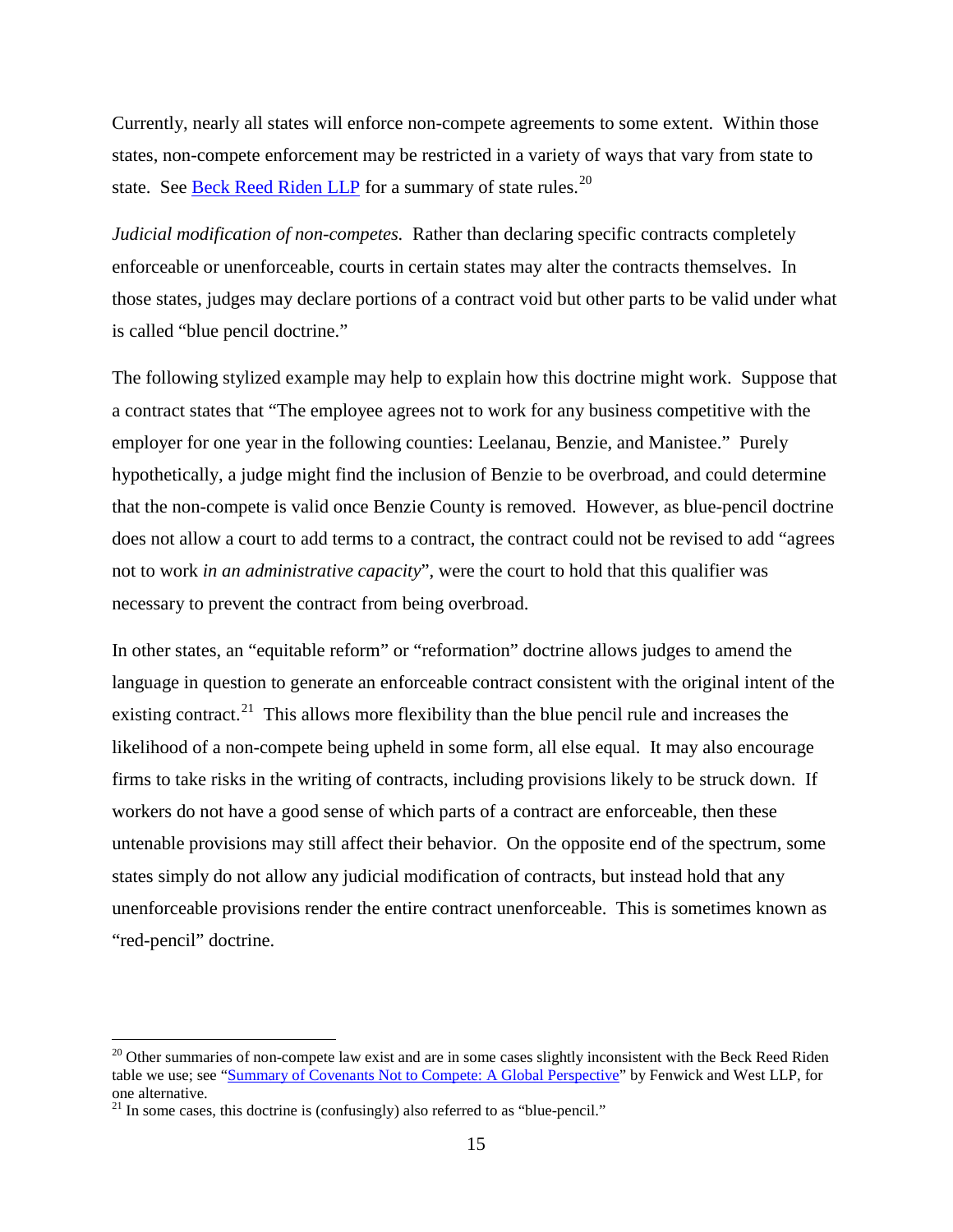Currently, nearly all states will enforce non-compete agreements to some extent. Within those states, non-compete enforcement may be restricted in a variety of ways that vary from state to state. See [Beck Reed Riden LLP](#) for a summary of state rules.[20]

*Judicial modification of non-competes.* Rather than declaring specific contracts completely enforceable or unenforceable, courts in certain states may alter the contracts themselves. In those states, judges may declare portions of a contract void but other parts to be valid under what is called "blue pencil doctrine."

The following stylized example may help to explain how this doctrine might work. Suppose that a contract states that "The employee agrees not to work for any business competitive with the employer for one year in the following counties: Leelanau, Benzie, and Manistee." Purely hypothetically, a judge might find the inclusion of Benzie to be overbroad, and could determine that the non-compete is valid once Benzie County is removed. However, as blue-pencil doctrine does not allow a court to add terms to a contract, the contract could not be revised to add "agrees not to work *in an administrative capacity*", were the court to hold that this qualifier was necessary to prevent the contract from being overbroad.

In other states, an "equitable reform" or "reformation" doctrine allows judges to amend the language in question to generate an enforceable contract consistent with the original intent of the existing contract.[21] This allows more flexibility than the blue pencil rule and increases the likelihood of a non-compete being upheld in some form, all else equal. It may also encourage firms to take risks in the writing of contracts, including provisions likely to be struck down. If workers do not have a good sense of which parts of a contract are enforceable, then these untenable provisions may still affect their behavior. On the opposite end of the spectrum, some states simply do not allow any judicial modification of contracts, but instead hold that any unenforceable provisions render the entire contract unenforceable. This is sometimes known as "red-pencil" doctrine.

---

[20] Other summaries of non-compete law exist and are in some cases slightly inconsistent with the Beck Reed Riden table we use; see "[Summary of Covenants Not to Compete: A Global Perspective](#)" by Fenwick and West LLP, for one alternative.

[21] In some cases, this doctrine is (confusingly) also referred to as "blue-pencil."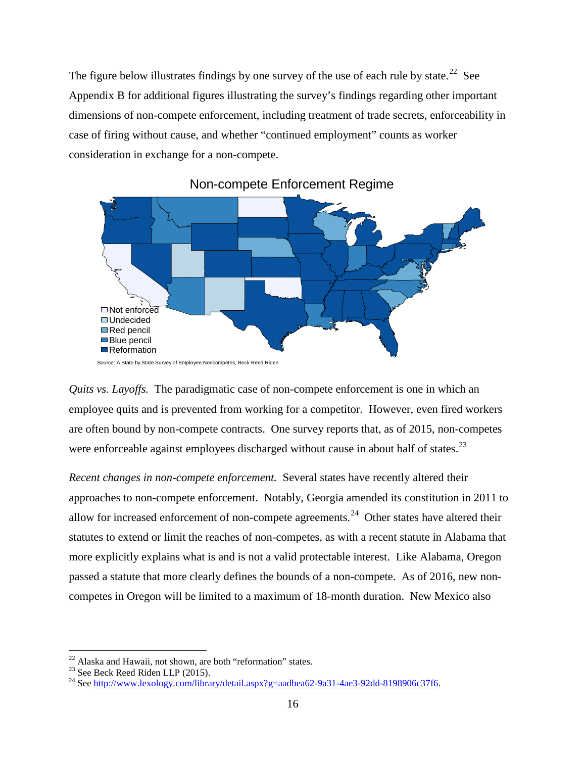The figure below illustrates findings by one survey of the use of each rule by state.[22] See Appendix B for additional figures illustrating the survey's findings regarding other important dimensions of non-compete enforcement, including treatment of trade secrets, enforceability in case of firing without cause, and whether "continued employment" counts as worker consideration in exchange for a non-compete.

Non-compete Enforcement Regime

Not enforced
Undecided
Red pencil
Blue pencil
Reformation

Source: A State by State Survey of Employee Noncompetes, Beck Reed Riden

*Quits vs. Layoffs.* The paradigmatic case of non-compete enforcement is one in which an employee quits and is prevented from working for a competitor. However, even fired workers are often bound by non-compete contracts. One survey reports that, as of 2015, non-competes were enforceable against employees discharged without cause in about half of states.[23]

*Recent changes in non-compete enforcement.* Several states have recently altered their approaches to non-compete enforcement. Notably, Georgia amended its constitution in 2011 to allow for increased enforcement of non-compete agreements.[24] Other states have altered their statutes to extend or limit the reaches of non-competes, as with a recent statute in Alabama that more explicitly explains what is and is not a valid protectable interest. Like Alabama, Oregon passed a statute that more clearly defines the bounds of a non-compete. As of 2016, new non-competes in Oregon will be limited to a maximum of 18-month duration. New Mexico also

---

[22] Alaska and Hawaii, not shown, are both "reformation" states.

[23] See Beck Reed Riden LLP (2015).

[24] See http://www.lexology.com/library/detail.aspx?g=aadbea62-9a31-4ae3-92dd-8198906c37f6.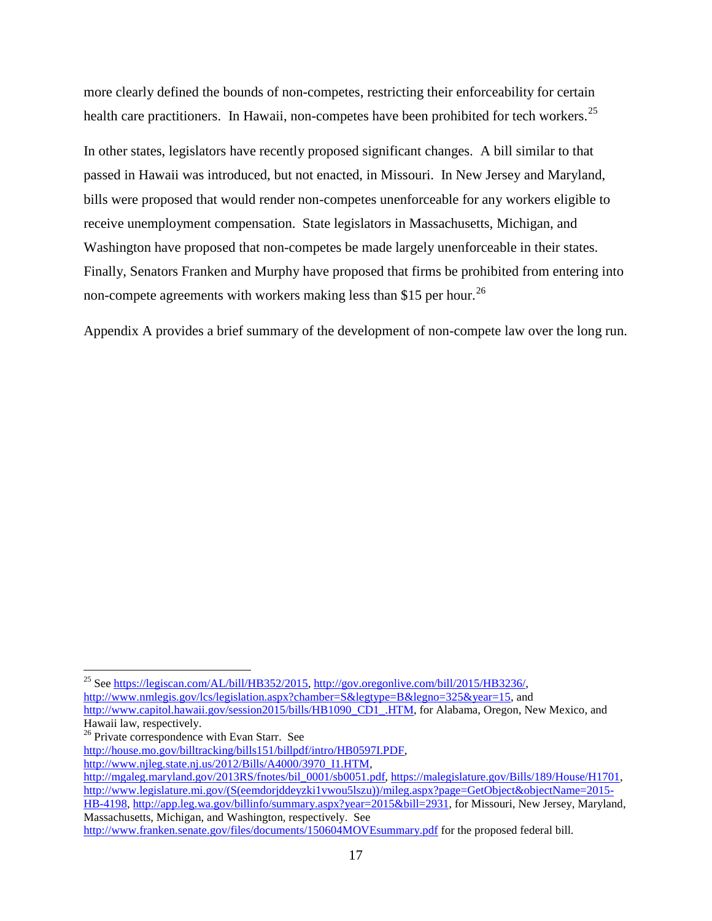more clearly defined the bounds of non-competes, restricting their enforceability for certain health care practitioners. In Hawaii, non-competes have been prohibited for tech workers.[25]

In other states, legislators have recently proposed significant changes. A bill similar to that passed in Hawaii was introduced, but not enacted, in Missouri. In New Jersey and Maryland, bills were proposed that would render non-competes unenforceable for any workers eligible to receive unemployment compensation. State legislators in Massachusetts, Michigan, and Washington have proposed that non-competes be made largely unenforceable in their states. Finally, Senators Franken and Murphy have proposed that firms be prohibited from entering into non-compete agreements with workers making less than $15 per hour.[26]

Appendix A provides a brief summary of the development of non-compete law over the long run.

---

[25] See https://legiscan.com/AL/bill/HB352/2015, http://gov.oregonlive.com/bill/2015/HB3236/, http://www.nmlegis.gov/lcs/legislation.aspx?chamber=S&legtype=B&legno=325&year=15, and http://www.capitol.hawaii.gov/session2015/bills/HB1090_CD1_.HTM, for Alabama, Oregon, New Mexico, and Hawaii law, respectively.

[26] Private correspondence with Evan Starr. See http://house.mo.gov/billtracking/bills151/billpdf/intro/HB0597I.PDF, http://www.njleg.state.nj.us/2012/Bills/A4000/3970_I1.HTM, http://mgaleg.maryland.gov/2013RS/fnotes/bil_0001/sb0051.pdf, https://malegislature.gov/Bills/189/House/H1701, http://www.legislature.mi.gov/(S(eemdorjddeyzki1vwou5lszu))/mileg.aspx?page=GetObject&objectName=2015-HB-4198, http://app.leg.wa.gov/billinfo/summary.aspx?year=2015&bill=2931, for Missouri, New Jersey, Maryland, Massachusetts, Michigan, and Washington, respectively. See http://www.franken.senate.gov/files/documents/150604MOVEsummary.pdf for the proposed federal bill.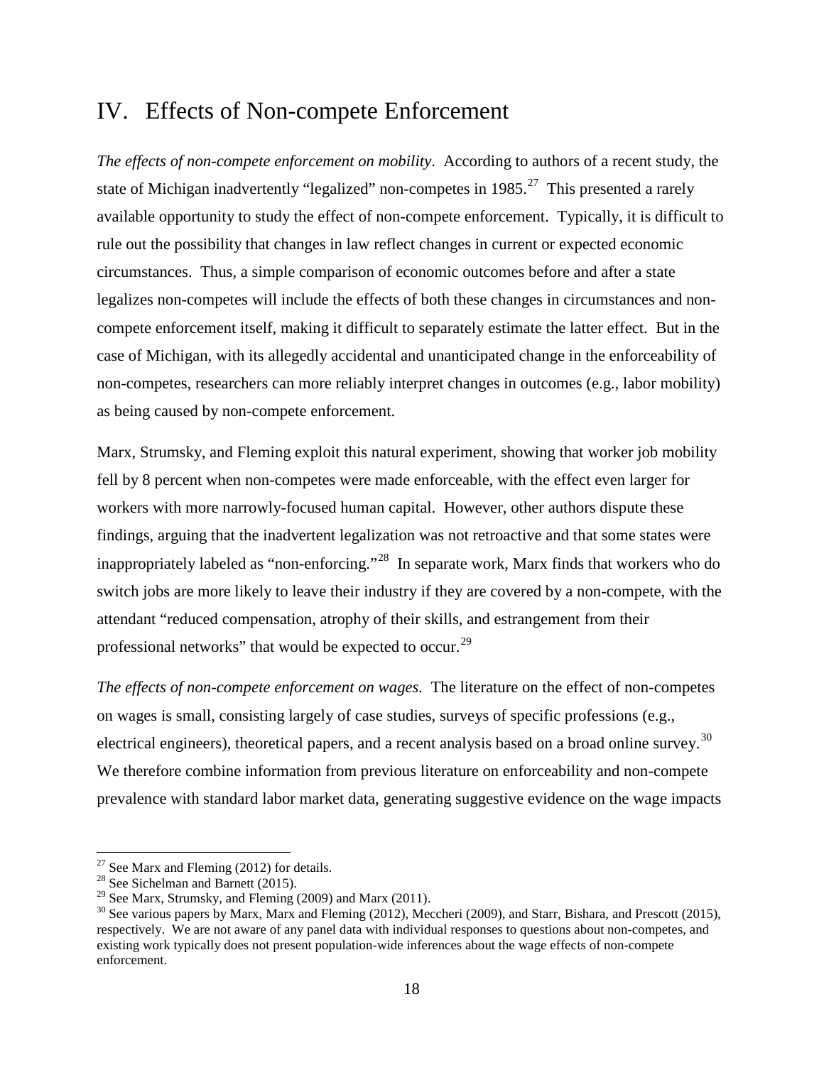## IV. Effects of Non-compete Enforcement

*The effects of non-compete enforcement on mobility*. According to authors of a recent study, the state of Michigan inadvertently "legalized" non-competes in 1985.[27] This presented a rarely available opportunity to study the effect of non-compete enforcement. Typically, it is difficult to rule out the possibility that changes in law reflect changes in current or expected economic circumstances. Thus, a simple comparison of economic outcomes before and after a state legalizes non-competes will include the effects of both these changes in circumstances and non-compete enforcement itself, making it difficult to separately estimate the latter effect. But in the case of Michigan, with its allegedly accidental and unanticipated change in the enforceability of non-competes, researchers can more reliably interpret changes in outcomes (e.g., labor mobility) as being caused by non-compete enforcement.

Marx, Strumsky, and Fleming exploit this natural experiment, showing that worker job mobility fell by 8 percent when non-competes were made enforceable, with the effect even larger for workers with more narrowly-focused human capital. However, other authors dispute these findings, arguing that the inadvertent legalization was not retroactive and that some states were inappropriately labeled as "non-enforcing."[28] In separate work, Marx finds that workers who do switch jobs are more likely to leave their industry if they are covered by a non-compete, with the attendant "reduced compensation, atrophy of their skills, and estrangement from their professional networks" that would be expected to occur.[29]

*The effects of non-compete enforcement on wages.* The literature on the effect of non-competes on wages is small, consisting largely of case studies, surveys of specific professions (e.g., electrical engineers), theoretical papers, and a recent analysis based on a broad online survey.[30] We therefore combine information from previous literature on enforceability and non-compete prevalence with standard labor market data, generating suggestive evidence on the wage impacts

---

[27] See Marx and Fleming (2012) for details.

[28] See Sichelman and Barnett (2015).

[29] See Marx, Strumsky, and Fleming (2009) and Marx (2011).

[30] See various papers by Marx, Marx and Fleming (2012), Meccheri (2009), and Starr, Bishara, and Prescott (2015), respectively. We are not aware of any panel data with individual responses to questions about non-competes, and existing work typically does not present population-wide inferences about the wage effects of non-compete enforcement.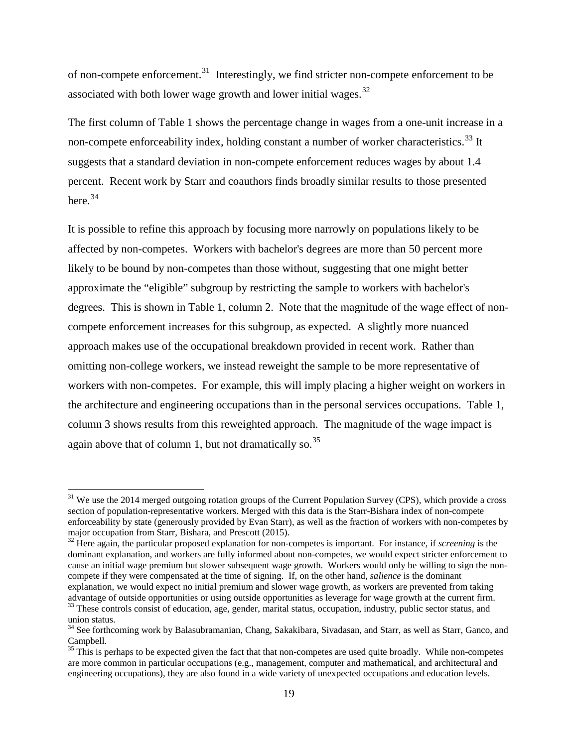of non-compete enforcement.[31] Interestingly, we find stricter non-compete enforcement to be associated with both lower wage growth and lower initial wages.[32]

The first column of Table 1 shows the percentage change in wages from a one-unit increase in a non-compete enforceability index, holding constant a number of worker characteristics.[33] It suggests that a standard deviation in non-compete enforcement reduces wages by about 1.4 percent. Recent work by Starr and coauthors finds broadly similar results to those presented here.[34]

It is possible to refine this approach by focusing more narrowly on populations likely to be affected by non-competes. Workers with bachelor's degrees are more than 50 percent more likely to be bound by non-competes than those without, suggesting that one might better approximate the "eligible" subgroup by restricting the sample to workers with bachelor's degrees. This is shown in Table 1, column 2. Note that the magnitude of the wage effect of non-compete enforcement increases for this subgroup, as expected. A slightly more nuanced approach makes use of the occupational breakdown provided in recent work. Rather than omitting non-college workers, we instead reweight the sample to be more representative of workers with non-competes. For example, this will imply placing a higher weight on workers in the architecture and engineering occupations than in the personal services occupations. Table 1, column 3 shows results from this reweighted approach. The magnitude of the wage impact is again above that of column 1, but not dramatically so.[35]

---

[31] We use the 2014 merged outgoing rotation groups of the Current Population Survey (CPS), which provide a cross section of population-representative workers. Merged with this data is the Starr-Bishara index of non-compete enforceability by state (generously provided by Evan Starr), as well as the fraction of workers with non-competes by major occupation from Starr, Bishara, and Prescott (2015).

[32] Here again, the particular proposed explanation for non-competes is important. For instance, if *screening* is the dominant explanation, and workers are fully informed about non-competes, we would expect stricter enforcement to cause an initial wage premium but slower subsequent wage growth. Workers would only be willing to sign the non-compete if they were compensated at the time of signing. If, on the other hand, *salience* is the dominant explanation, we would expect no initial premium and slower wage growth, as workers are prevented from taking advantage of outside opportunities or using outside opportunities as leverage for wage growth at the current firm.

[33] These controls consist of education, age, gender, marital status, occupation, industry, public sector status, and union status.

[34] See forthcoming work by Balasubramanian, Chang, Sakakibara, Sivadasan, and Starr, as well as Starr, Ganco, and Campbell.

[35] This is perhaps to be expected given the fact that that non-competes are used quite broadly. While non-competes are more common in particular occupations (e.g., management, computer and mathematical, and architectural and engineering occupations), they are also found in a wide variety of unexpected occupations and education levels.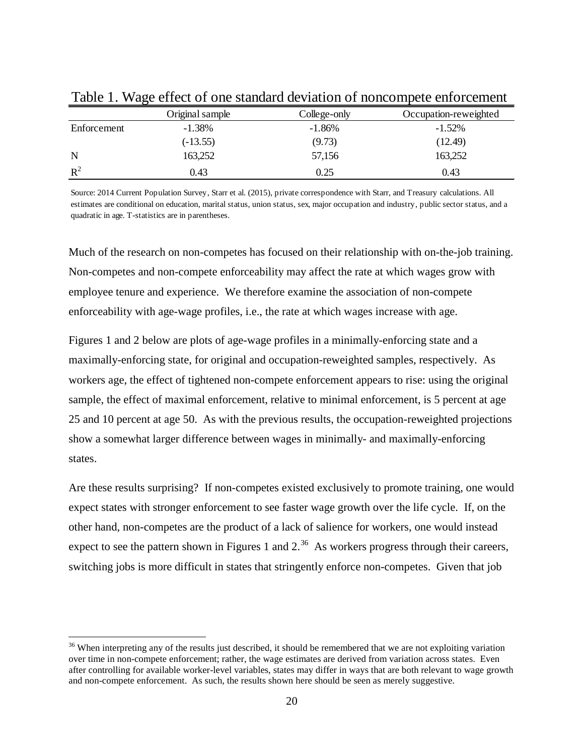Table 1. Wage effect of one standard deviation of noncompete enforcement

| | Original sample | College-only | Occupation-reweighted |
|---|---|---|---|
| Enforcement | -1.38% | -1.86% | -1.52% |
| | (-13.55) | (9.73) | (12.49) |
| N | 163,252 | 57,156 | 163,252 |
| $R^2$ | 0.43 | 0.25 | 0.43 |

Source: 2014 Current Population Survey, Starr et al. (2015), private correspondence with Starr, and Treasury calculations. All estimates are conditional on education, marital status, union status, sex, major occupation and industry, public sector status, and a quadratic in age. T-statistics are in parentheses.

Much of the research on non-competes has focused on their relationship with on-the-job training. Non-competes and non-compete enforceability may affect the rate at which wages grow with employee tenure and experience. We therefore examine the association of non-compete enforceability with age-wage profiles, i.e., the rate at which wages increase with age.

Figures 1 and 2 below are plots of age-wage profiles in a minimally-enforcing state and a maximally-enforcing state, for original and occupation-reweighted samples, respectively. As workers age, the effect of tightened non-compete enforcement appears to rise: using the original sample, the effect of maximal enforcement, relative to minimal enforcement, is 5 percent at age 25 and 10 percent at age 50. As with the previous results, the occupation-reweighted projections show a somewhat larger difference between wages in minimally- and maximally-enforcing states.

Are these results surprising? If non-competes existed exclusively to promote training, one would expect states with stronger enforcement to see faster wage growth over the life cycle. If, on the other hand, non-competes are the product of a lack of salience for workers, one would instead expect to see the pattern shown in Figures 1 and 2.[36] As workers progress through their careers, switching jobs is more difficult in states that stringently enforce non-competes. Given that job

[36] When interpreting any of the results just described, it should be remembered that we are not exploiting variation over time in non-compete enforcement; rather, the wage estimates are derived from variation across states. Even after controlling for available worker-level variables, states may differ in ways that are both relevant to wage growth and non-compete enforcement. As such, the results shown here should be seen as merely suggestive.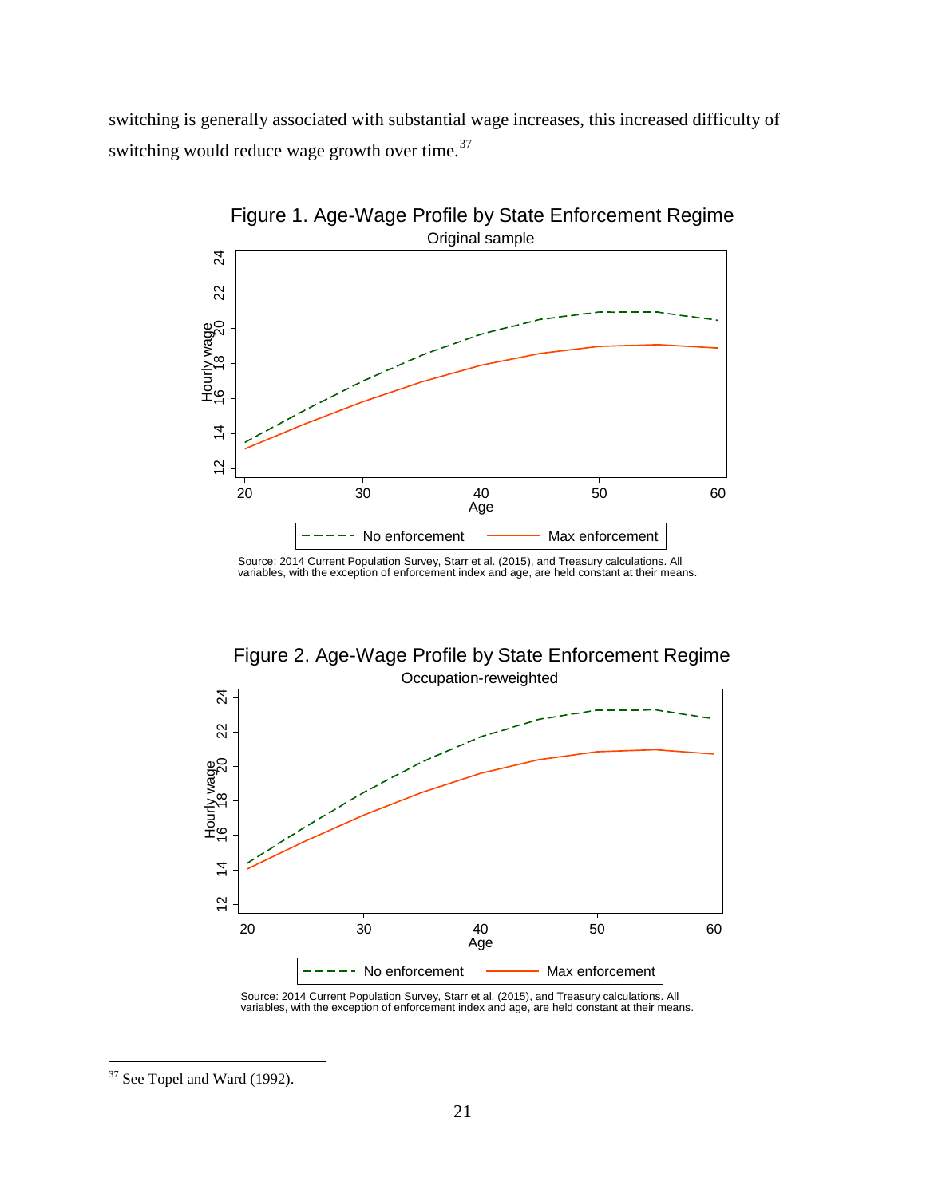switching is generally associated with substantial wage increases, this increased difficulty of switching would reduce wage growth over time.[37]

Figure 1. Age-Wage Profile by State Enforcement Regime

Original sample

Source: 2014 Current Population Survey, Starr et al. (2015), and Treasury calculations. All variables, with the exception of enforcement index and age, are held constant at their means.

Figure 2. Age-Wage Profile by State Enforcement Regime

Occupation-reweighted

Source: 2014 Current Population Survey, Starr et al. (2015), and Treasury calculations. All variables, with the exception of enforcement index and age, are held constant at their means.

[37] See Topel and Ward (1992).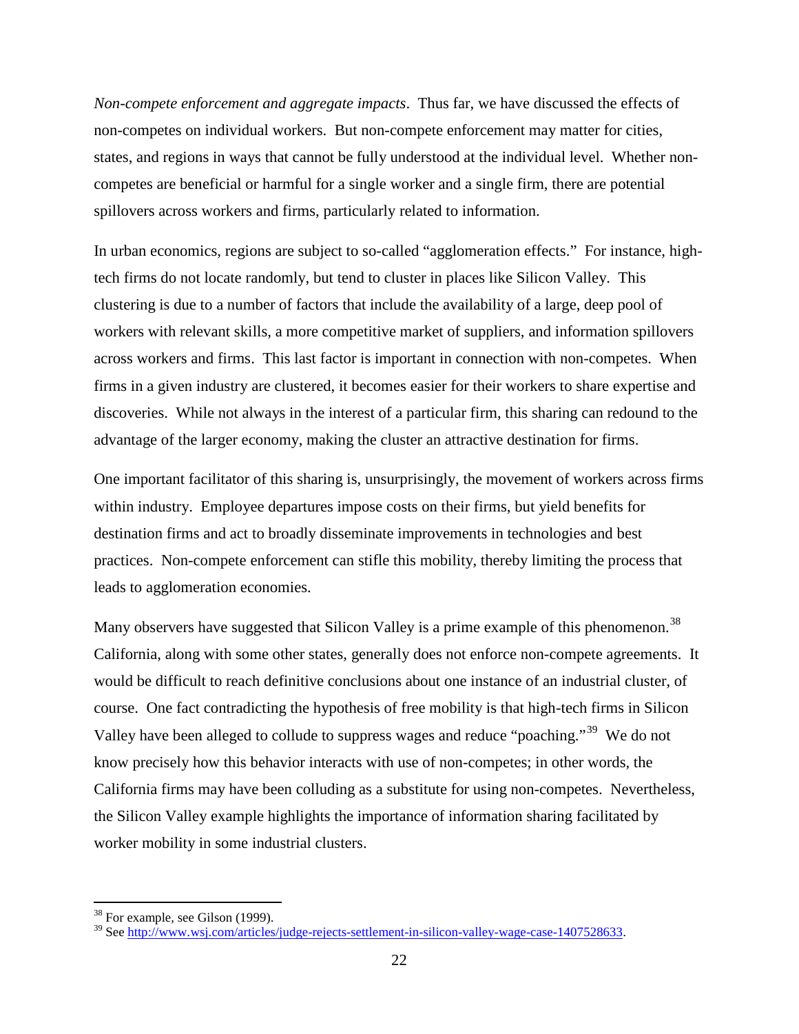*Non-compete enforcement and aggregate impacts*. Thus far, we have discussed the effects of non-competes on individual workers. But non-compete enforcement may matter for cities, states, and regions in ways that cannot be fully understood at the individual level. Whether non-competes are beneficial or harmful for a single worker and a single firm, there are potential spillovers across workers and firms, particularly related to information.

In urban economics, regions are subject to so-called "agglomeration effects." For instance, high-tech firms do not locate randomly, but tend to cluster in places like Silicon Valley. This clustering is due to a number of factors that include the availability of a large, deep pool of workers with relevant skills, a more competitive market of suppliers, and information spillovers across workers and firms. This last factor is important in connection with non-competes. When firms in a given industry are clustered, it becomes easier for their workers to share expertise and discoveries. While not always in the interest of a particular firm, this sharing can redound to the advantage of the larger economy, making the cluster an attractive destination for firms.

One important facilitator of this sharing is, unsurprisingly, the movement of workers across firms within industry. Employee departures impose costs on their firms, but yield benefits for destination firms and act to broadly disseminate improvements in technologies and best practices. Non-compete enforcement can stifle this mobility, thereby limiting the process that leads to agglomeration economies.

Many observers have suggested that Silicon Valley is a prime example of this phenomenon.[38] California, along with some other states, generally does not enforce non-compete agreements. It would be difficult to reach definitive conclusions about one instance of an industrial cluster, of course. One fact contradicting the hypothesis of free mobility is that high-tech firms in Silicon Valley have been alleged to collude to suppress wages and reduce "poaching."[39] We do not know precisely how this behavior interacts with use of non-competes; in other words, the California firms may have been colluding as a substitute for using non-competes. Nevertheless, the Silicon Valley example highlights the importance of information sharing facilitated by worker mobility in some industrial clusters.

---

[38] For example, see Gilson (1999).

[39] See http://www.wsj.com/articles/judge-rejects-settlement-in-silicon-valley-wage-case-1407528633.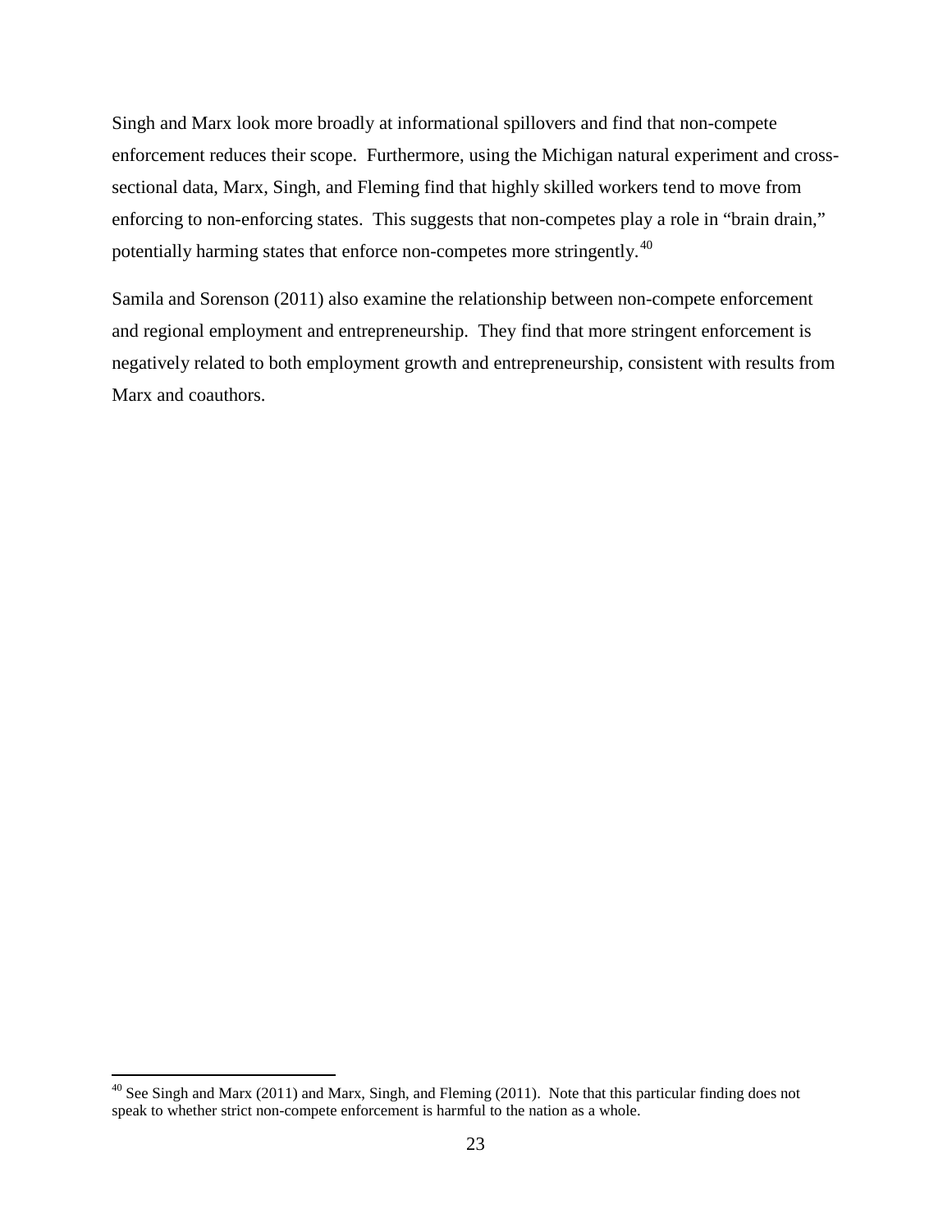Singh and Marx look more broadly at informational spillovers and find that non-compete enforcement reduces their scope. Furthermore, using the Michigan natural experiment and cross-sectional data, Marx, Singh, and Fleming find that highly skilled workers tend to move from enforcing to non-enforcing states. This suggests that non-competes play a role in "brain drain," potentially harming states that enforce non-competes more stringently.[40]

Samila and Sorenson (2011) also examine the relationship between non-compete enforcement and regional employment and entrepreneurship. They find that more stringent enforcement is negatively related to both employment growth and entrepreneurship, consistent with results from Marx and coauthors.

---

[40] See Singh and Marx (2011) and Marx, Singh, and Fleming (2011). Note that this particular finding does not speak to whether strict non-compete enforcement is harmful to the nation as a whole.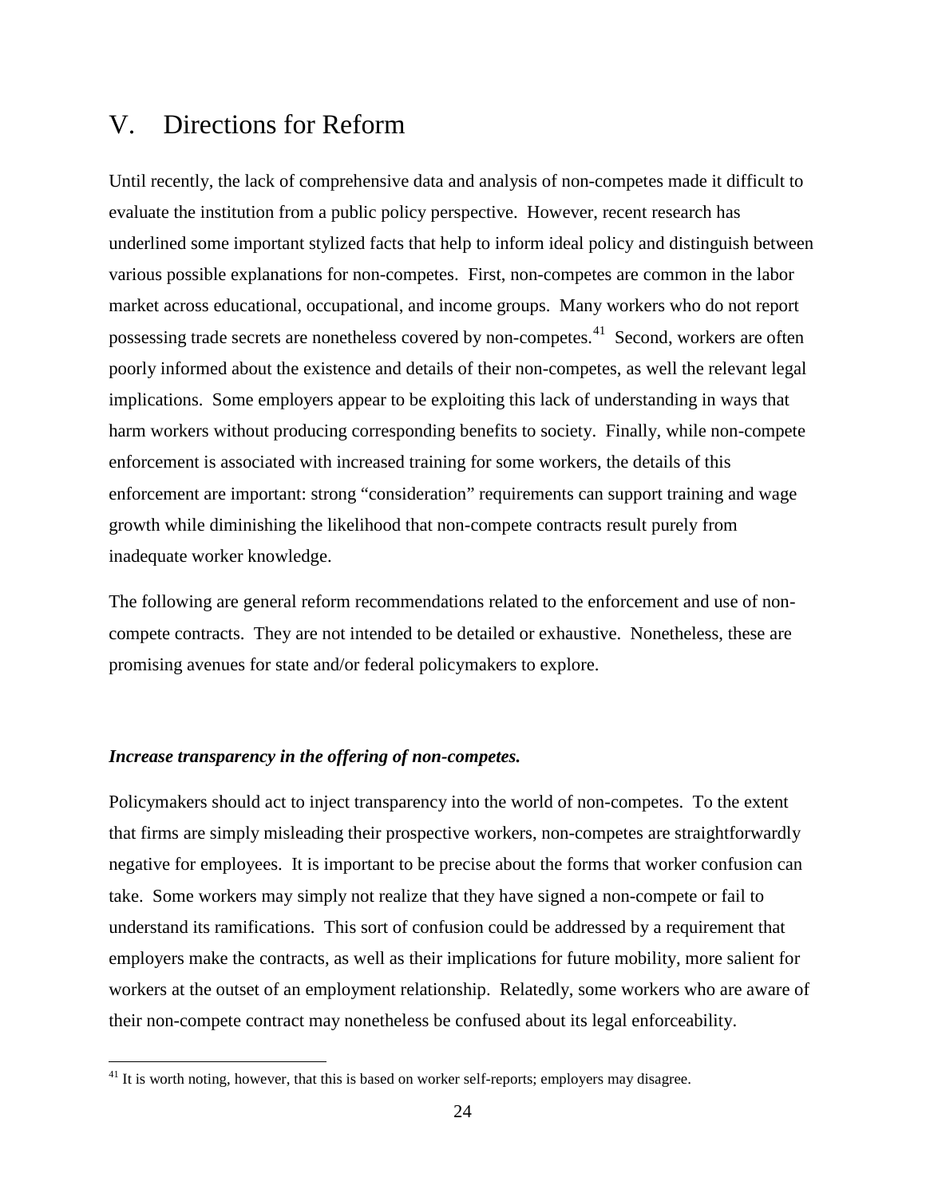## V. Directions for Reform

Until recently, the lack of comprehensive data and analysis of non-competes made it difficult to evaluate the institution from a public policy perspective. However, recent research has underlined some important stylized facts that help to inform ideal policy and distinguish between various possible explanations for non-competes. First, non-competes are common in the labor market across educational, occupational, and income groups. Many workers who do not report possessing trade secrets are nonetheless covered by non-competes.[41] Second, workers are often poorly informed about the existence and details of their non-competes, as well the relevant legal implications. Some employers appear to be exploiting this lack of understanding in ways that harm workers without producing corresponding benefits to society. Finally, while non-compete enforcement is associated with increased training for some workers, the details of this enforcement are important: strong "consideration" requirements can support training and wage growth while diminishing the likelihood that non-compete contracts result purely from inadequate worker knowledge.

The following are general reform recommendations related to the enforcement and use of non-compete contracts. They are not intended to be detailed or exhaustive. Nonetheless, these are promising avenues for state and/or federal policymakers to explore.

***Increase transparency in the offering of non-competes.***

Policymakers should act to inject transparency into the world of non-competes. To the extent that firms are simply misleading their prospective workers, non-competes are straightforwardly negative for employees. It is important to be precise about the forms that worker confusion can take. Some workers may simply not realize that they have signed a non-compete or fail to understand its ramifications. This sort of confusion could be addressed by a requirement that employers make the contracts, as well as their implications for future mobility, more salient for workers at the outset of an employment relationship. Relatedly, some workers who are aware of their non-compete contract may nonetheless be confused about its legal enforceability.

[41] It is worth noting, however, that this is based on worker self-reports; employers may disagree.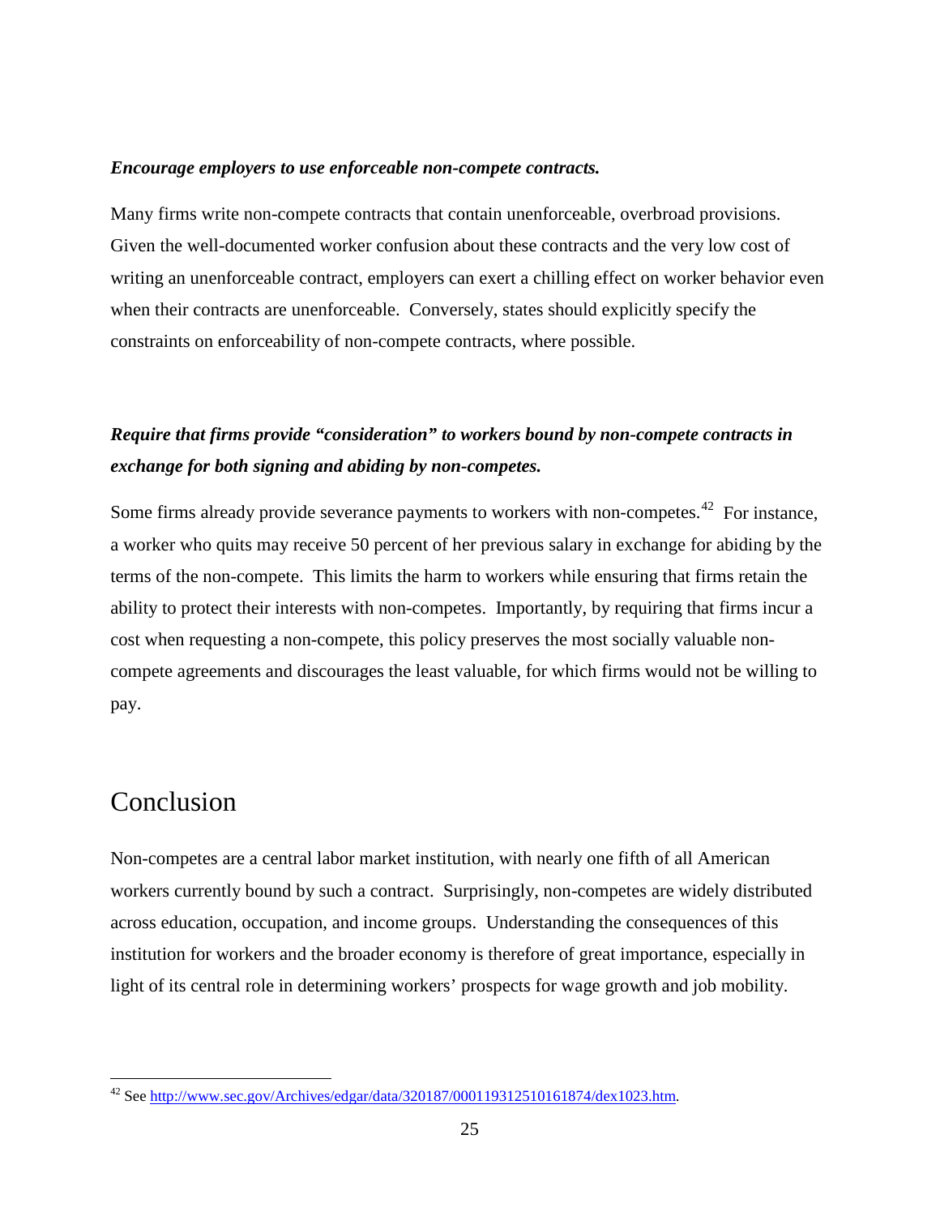***Encourage employers to use enforceable non-compete contracts.***

Many firms write non-compete contracts that contain unenforceable, overbroad provisions. Given the well-documented worker confusion about these contracts and the very low cost of writing an unenforceable contract, employers can exert a chilling effect on worker behavior even when their contracts are unenforceable. Conversely, states should explicitly specify the constraints on enforceability of non-compete contracts, where possible.

***Require that firms provide "consideration" to workers bound by non-compete contracts in exchange for both signing and abiding by non-competes.***

Some firms already provide severance payments to workers with non-competes.[42] For instance, a worker who quits may receive 50 percent of her previous salary in exchange for abiding by the terms of the non-compete. This limits the harm to workers while ensuring that firms retain the ability to protect their interests with non-competes. Importantly, by requiring that firms incur a cost when requesting a non-compete, this policy preserves the most socially valuable non-compete agreements and discourages the least valuable, for which firms would not be willing to pay.

# Conclusion

Non-competes are a central labor market institution, with nearly one fifth of all American workers currently bound by such a contract. Surprisingly, non-competes are widely distributed across education, occupation, and income groups. Understanding the consequences of this institution for workers and the broader economy is therefore of great importance, especially in light of its central role in determining workers' prospects for wage growth and job mobility.

[42] See http://www.sec.gov/Archives/edgar/data/320187/000119312510161874/dex1023.htm.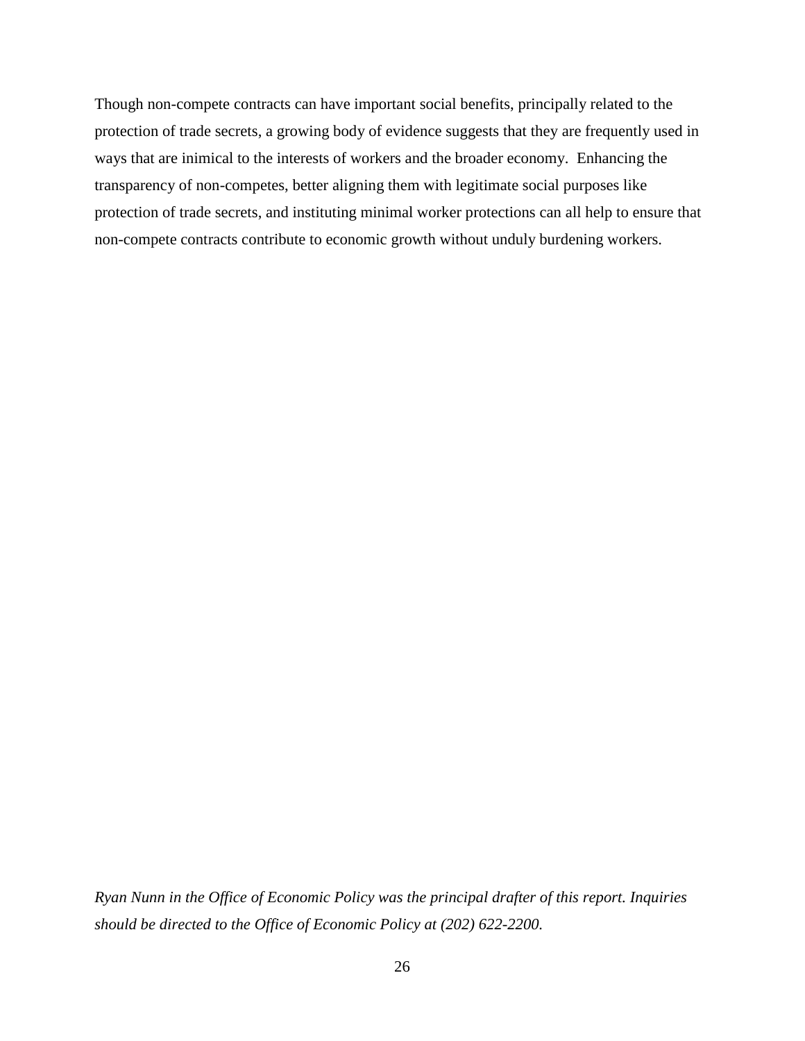Though non-compete contracts can have important social benefits, principally related to the protection of trade secrets, a growing body of evidence suggests that they are frequently used in ways that are inimical to the interests of workers and the broader economy. Enhancing the transparency of non-competes, better aligning them with legitimate social purposes like protection of trade secrets, and instituting minimal worker protections can all help to ensure that non-compete contracts contribute to economic growth without unduly burdening workers.

*Ryan Nunn in the Office of Economic Policy was the principal drafter of this report. Inquiries should be directed to the Office of Economic Policy at (202) 622-2200.*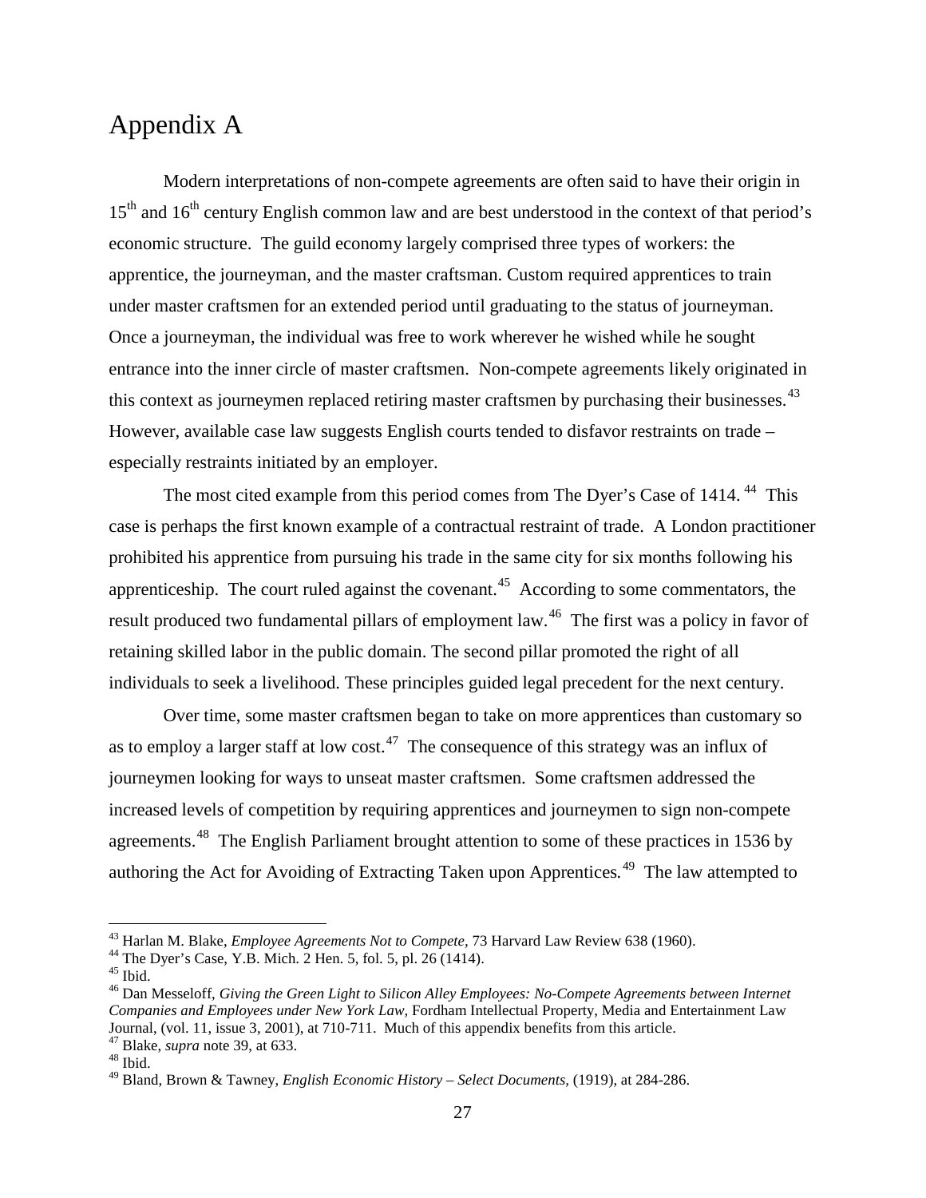# Appendix A

Modern interpretations of non-compete agreements are often said to have their origin in 15th and 16th century English common law and are best understood in the context of that period's economic structure. The guild economy largely comprised three types of workers: the apprentice, the journeyman, and the master craftsman. Custom required apprentices to train under master craftsmen for an extended period until graduating to the status of journeyman. Once a journeyman, the individual was free to work wherever he wished while he sought entrance into the inner circle of master craftsmen. Non-compete agreements likely originated in this context as journeymen replaced retiring master craftsmen by purchasing their businesses.[43] However, available case law suggests English courts tended to disfavor restraints on trade – especially restraints initiated by an employer.

The most cited example from this period comes from The Dyer's Case of 1414.[44] This case is perhaps the first known example of a contractual restraint of trade. A London practitioner prohibited his apprentice from pursuing his trade in the same city for six months following his apprenticeship. The court ruled against the covenant.[45] According to some commentators, the result produced two fundamental pillars of employment law.[46] The first was a policy in favor of retaining skilled labor in the public domain. The second pillar promoted the right of all individuals to seek a livelihood. These principles guided legal precedent for the next century.

Over time, some master craftsmen began to take on more apprentices than customary so as to employ a larger staff at low cost.[47] The consequence of this strategy was an influx of journeymen looking for ways to unseat master craftsmen. Some craftsmen addressed the increased levels of competition by requiring apprentices and journeymen to sign non-compete agreements.[48] The English Parliament brought attention to some of these practices in 1536 by authoring the Act for Avoiding of Extracting Taken upon Apprentices*.*[49] The law attempted to

---

[43] Harlan M. Blake, *Employee Agreements Not to Compete*, 73 Harvard Law Review 638 (1960).
[44] The Dyer's Case, Y.B. Mich. 2 Hen. 5, fol. 5, pl. 26 (1414).
[45] Ibid.
[46] Dan Messeloff, *Giving the Green Light to Silicon Alley Employees: No-Compete Agreements between Internet Companies and Employees under New York Law*, Fordham Intellectual Property, Media and Entertainment Law Journal, (vol. 11, issue 3, 2001), at 710-711. Much of this appendix benefits from this article.
[47] Blake, *supra* note 39, at 633.
[48] Ibid.
[49] Bland, Brown & Tawney, *English Economic History – Select Documents*, (1919), at 284-286.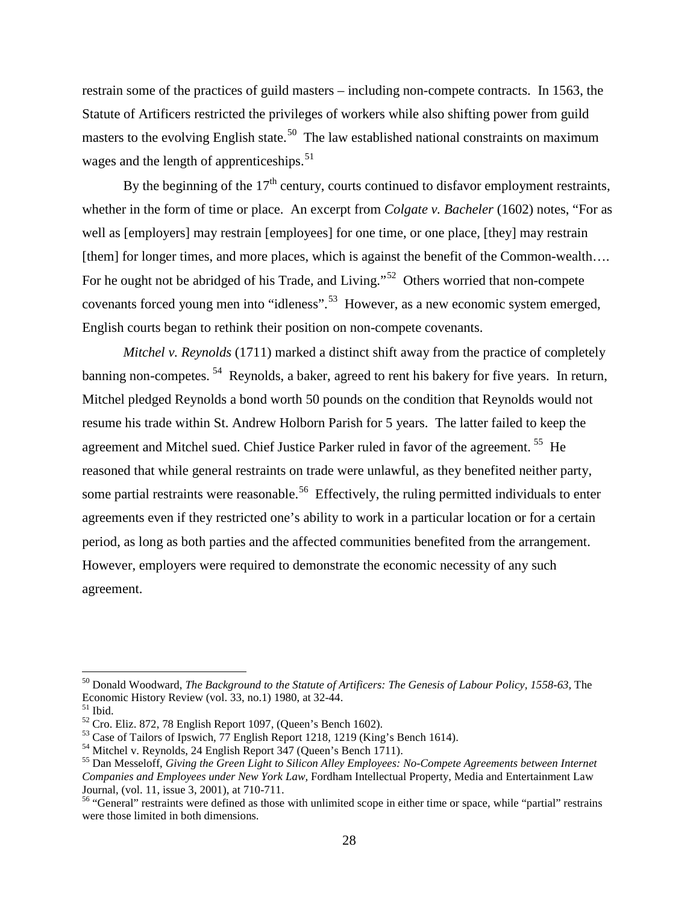restrain some of the practices of guild masters – including non-compete contracts. In 1563, the Statute of Artificers restricted the privileges of workers while also shifting power from guild masters to the evolving English state.[50] The law established national constraints on maximum wages and the length of apprenticeships.[51]

By the beginning of the 17th century, courts continued to disfavor employment restraints, whether in the form of time or place. An excerpt from *Colgate v. Bacheler* (1602) notes, "For as well as [employers] may restrain [employees] for one time, or one place, [they] may restrain [them] for longer times, and more places, which is against the benefit of the Common-wealth…. For he ought not be abridged of his Trade, and Living."[52] Others worried that non-compete covenants forced young men into "idleness".[53] However, as a new economic system emerged, English courts began to rethink their position on non-compete covenants.

*Mitchel v. Reynolds* (1711) marked a distinct shift away from the practice of completely banning non-competes.[54] Reynolds, a baker, agreed to rent his bakery for five years. In return, Mitchel pledged Reynolds a bond worth 50 pounds on the condition that Reynolds would not resume his trade within St. Andrew Holborn Parish for 5 years. The latter failed to keep the agreement and Mitchel sued. Chief Justice Parker ruled in favor of the agreement.[55] He reasoned that while general restraints on trade were unlawful, as they benefited neither party, some partial restraints were reasonable.[56] Effectively, the ruling permitted individuals to enter agreements even if they restricted one's ability to work in a particular location or for a certain period, as long as both parties and the affected communities benefited from the arrangement. However, employers were required to demonstrate the economic necessity of any such agreement.

---

[50] Donald Woodward, *The Background to the Statute of Artificers: The Genesis of Labour Policy, 1558-63,* The Economic History Review (vol. 33, no.1) 1980, at 32-44.

[51] Ibid.

[52] Cro. Eliz. 872, 78 English Report 1097, (Queen's Bench 1602).

[53] Case of Tailors of Ipswich, 77 English Report 1218, 1219 (King's Bench 1614).

[54] Mitchel v. Reynolds, 24 English Report 347 (Queen's Bench 1711).

[55] Dan Messeloff, *Giving the Green Light to Silicon Alley Employees: No-Compete Agreements between Internet Companies and Employees under New York Law,* Fordham Intellectual Property, Media and Entertainment Law Journal, (vol. 11, issue 3, 2001), at 710-711.

[56] "General" restraints were defined as those with unlimited scope in either time or space, while "partial" restrains were those limited in both dimensions.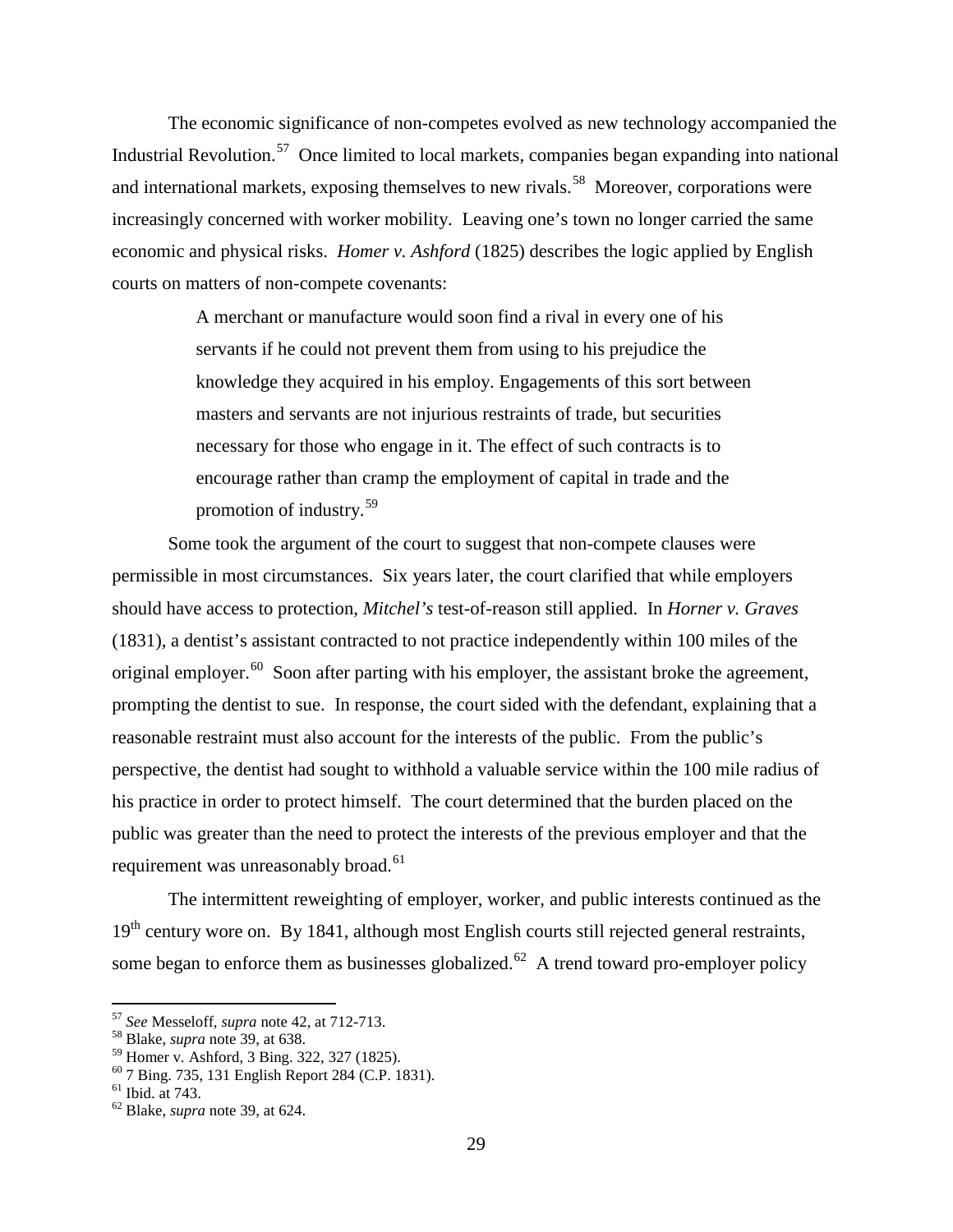The economic significance of non-competes evolved as new technology accompanied the Industrial Revolution.[57] Once limited to local markets, companies began expanding into national and international markets, exposing themselves to new rivals.[58] Moreover, corporations were increasingly concerned with worker mobility. Leaving one's town no longer carried the same economic and physical risks. *Homer v. Ashford* (1825) describes the logic applied by English courts on matters of non-compete covenants:

> A merchant or manufacture would soon find a rival in every one of his servants if he could not prevent them from using to his prejudice the knowledge they acquired in his employ. Engagements of this sort between masters and servants are not injurious restraints of trade, but securities necessary for those who engage in it. The effect of such contracts is to encourage rather than cramp the employment of capital in trade and the promotion of industry.[59]

Some took the argument of the court to suggest that non-compete clauses were permissible in most circumstances. Six years later, the court clarified that while employers should have access to protection, *Mitchel's* test-of-reason still applied. In *Horner v. Graves* (1831), a dentist's assistant contracted to not practice independently within 100 miles of the original employer.[60] Soon after parting with his employer, the assistant broke the agreement, prompting the dentist to sue. In response, the court sided with the defendant, explaining that a reasonable restraint must also account for the interests of the public. From the public's perspective, the dentist had sought to withhold a valuable service within the 100 mile radius of his practice in order to protect himself. The court determined that the burden placed on the public was greater than the need to protect the interests of the previous employer and that the requirement was unreasonably broad.[61]

The intermittent reweighting of employer, worker, and public interests continued as the 19th century wore on. By 1841, although most English courts still rejected general restraints, some began to enforce them as businesses globalized.[62] A trend toward pro-employer policy

---

[57] *See* Messeloff, *supra* note 42, at 712-713.
[58] Blake, *supra* note 39, at 638.
[59] Homer v. Ashford, 3 Bing. 322, 327 (1825).
[60] 7 Bing. 735, 131 English Report 284 (C.P. 1831).
[61] Ibid. at 743.
[62] Blake, *supra* note 39, at 624.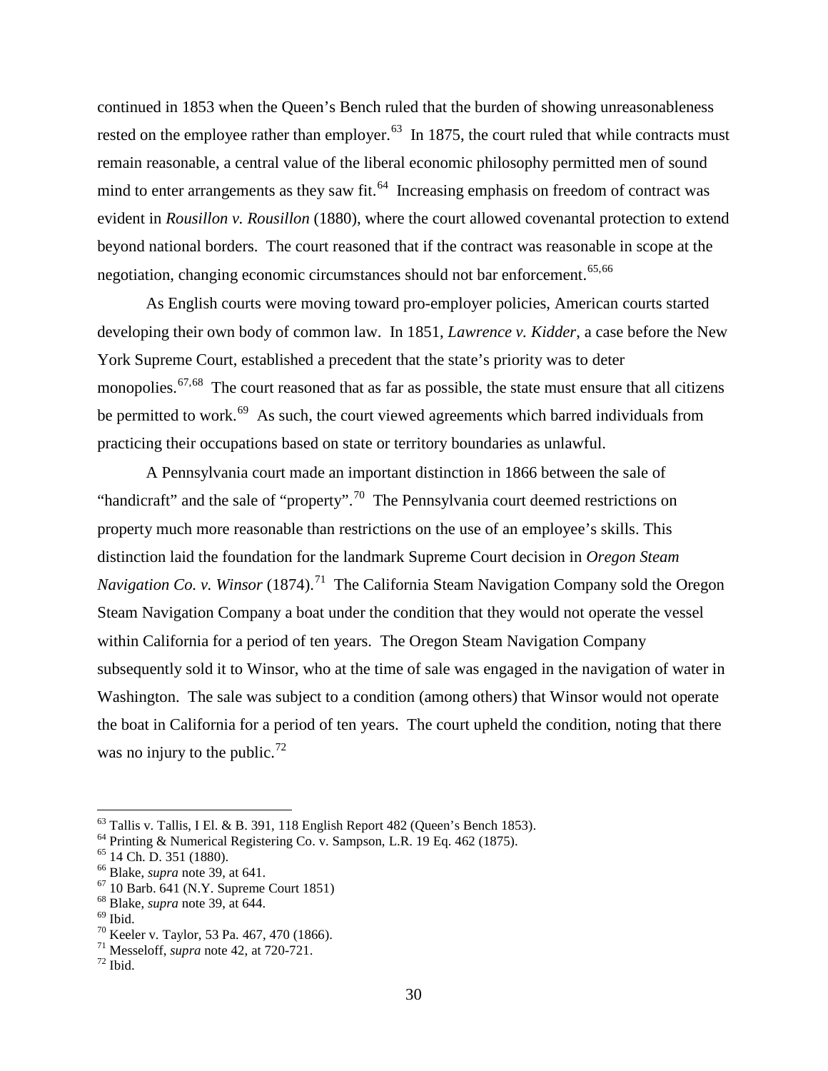continued in 1853 when the Queen's Bench ruled that the burden of showing unreasonableness rested on the employee rather than employer.[63] In 1875, the court ruled that while contracts must remain reasonable, a central value of the liberal economic philosophy permitted men of sound mind to enter arrangements as they saw fit.[64] Increasing emphasis on freedom of contract was evident in *Rousillon v. Rousillon* (1880), where the court allowed covenantal protection to extend beyond national borders. The court reasoned that if the contract was reasonable in scope at the negotiation, changing economic circumstances should not bar enforcement.[65,66]

As English courts were moving toward pro-employer policies, American courts started developing their own body of common law. In 1851, *Lawrence v. Kidder*, a case before the New York Supreme Court, established a precedent that the state's priority was to deter monopolies.[67,68] The court reasoned that as far as possible, the state must ensure that all citizens be permitted to work.[69] As such, the court viewed agreements which barred individuals from practicing their occupations based on state or territory boundaries as unlawful.

A Pennsylvania court made an important distinction in 1866 between the sale of "handicraft" and the sale of "property".[70] The Pennsylvania court deemed restrictions on property much more reasonable than restrictions on the use of an employee's skills. This distinction laid the foundation for the landmark Supreme Court decision in *Oregon Steam Navigation Co. v. Winsor* (1874).[71] The California Steam Navigation Company sold the Oregon Steam Navigation Company a boat under the condition that they would not operate the vessel within California for a period of ten years. The Oregon Steam Navigation Company subsequently sold it to Winsor, who at the time of sale was engaged in the navigation of water in Washington. The sale was subject to a condition (among others) that Winsor would not operate the boat in California for a period of ten years. The court upheld the condition, noting that there was no injury to the public.[72]

---

[63] Tallis v. Tallis, I El. & B. 391, 118 English Report 482 (Queen's Bench 1853).
[64] Printing & Numerical Registering Co. v. Sampson, L.R. 19 Eq. 462 (1875).
[65] 14 Ch. D. 351 (1880).
[66] Blake, *supra* note 39, at 641.
[67] 10 Barb. 641 (N.Y. Supreme Court 1851)
[68] Blake, *supra* note 39, at 644.
[69] Ibid.
[70] Keeler v. Taylor, 53 Pa. 467, 470 (1866).
[71] Messeloff, *supra* note 42, at 720-721.
[72] Ibid.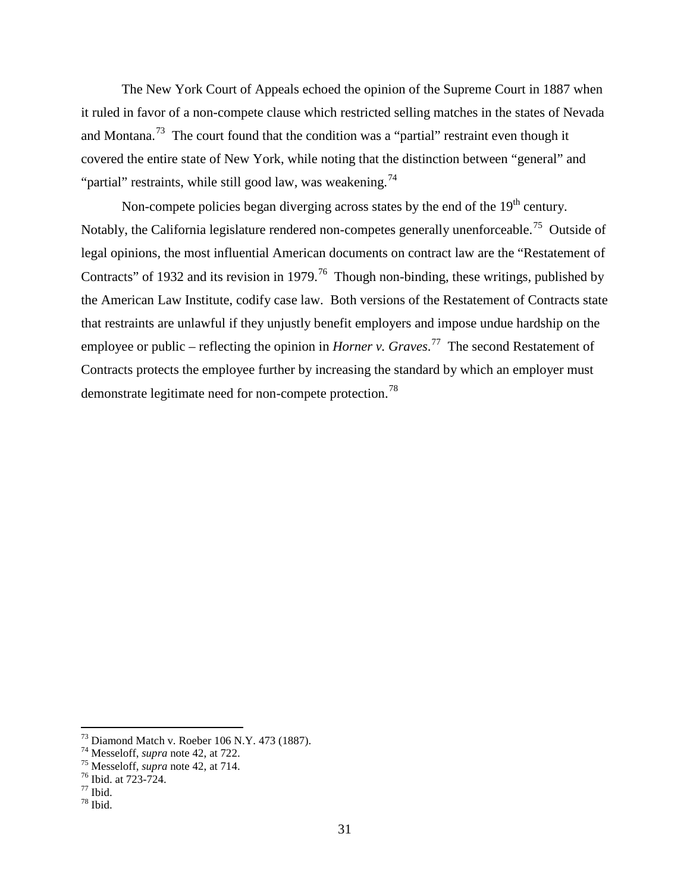The New York Court of Appeals echoed the opinion of the Supreme Court in 1887 when it ruled in favor of a non-compete clause which restricted selling matches in the states of Nevada and Montana.[73] The court found that the condition was a "partial" restraint even though it covered the entire state of New York, while noting that the distinction between "general" and "partial" restraints, while still good law, was weakening.[74]

Non-compete policies began diverging across states by the end of the 19th century. Notably, the California legislature rendered non-competes generally unenforceable.[75] Outside of legal opinions, the most influential American documents on contract law are the "Restatement of Contracts" of 1932 and its revision in 1979.[76] Though non-binding, these writings, published by the American Law Institute, codify case law. Both versions of the Restatement of Contracts state that restraints are unlawful if they unjustly benefit employers and impose undue hardship on the employee or public – reflecting the opinion in *Horner v. Graves*.[77] The second Restatement of Contracts protects the employee further by increasing the standard by which an employer must demonstrate legitimate need for non-compete protection.[78]

---

[73] Diamond Match v. Roeber 106 N.Y. 473 (1887).
[74] Messeloff, *supra* note 42, at 722.
[75] Messeloff, *supra* note 42, at 714.
[76] Ibid. at 723-724.
[77] Ibid.
[78] Ibid.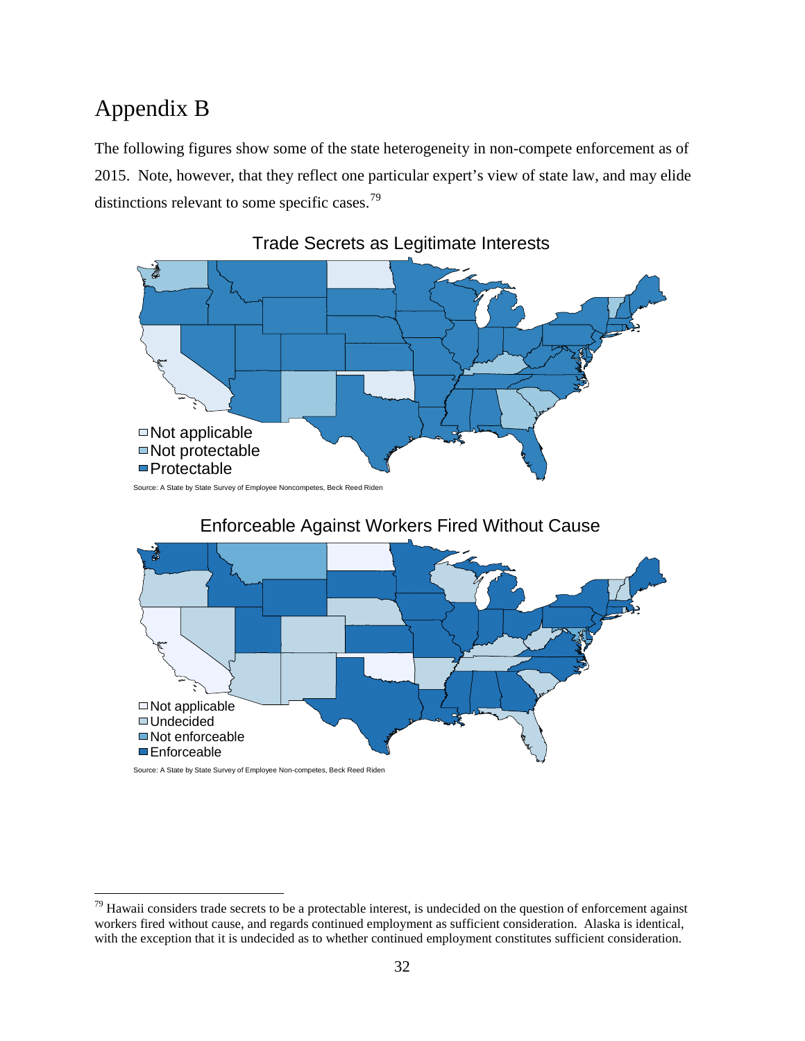# Appendix B

The following figures show some of the state heterogeneity in non-compete enforcement as of 2015. Note, however, that they reflect one particular expert's view of state law, and may elide distinctions relevant to some specific cases.[79]

Trade Secrets as Legitimate Interests

Not applicable
Not protectable
Protectable

Source: A State by State Survey of Employee Noncompetes, Beck Reed Riden

Enforceable Against Workers Fired Without Cause

Not applicable
Undecided
Not enforceable
Enforceable

Source: A State by State Survey of Employee Non-competes, Beck Reed Riden

[79] Hawaii considers trade secrets to be a protectable interest, is undecided on the question of enforcement against workers fired without cause, and regards continued employment as sufficient consideration. Alaska is identical, with the exception that it is undecided as to whether continued employment constitutes sufficient consideration.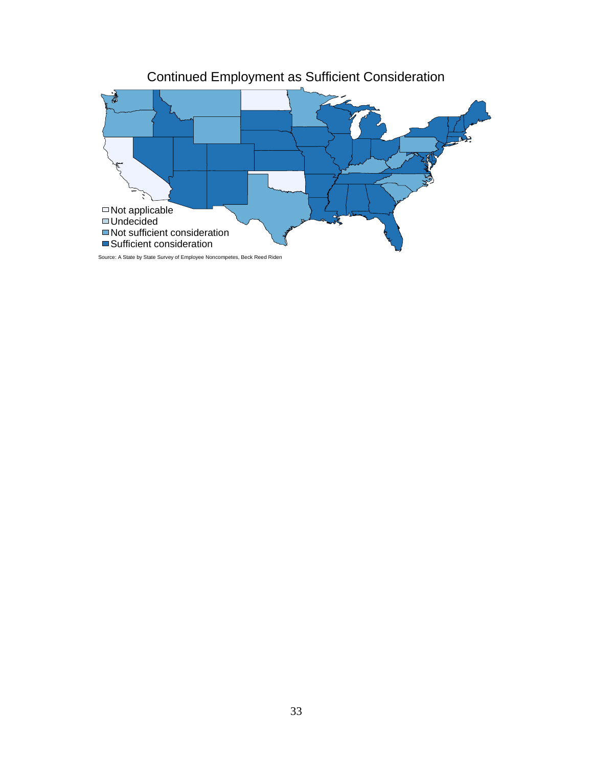Continued Employment as Sufficient Consideration

□ Not applicable
□ Undecided
■ Not sufficient consideration
■ Sufficient consideration

Source: A State by State Survey of Employee Noncompetes, Beck Reed Riden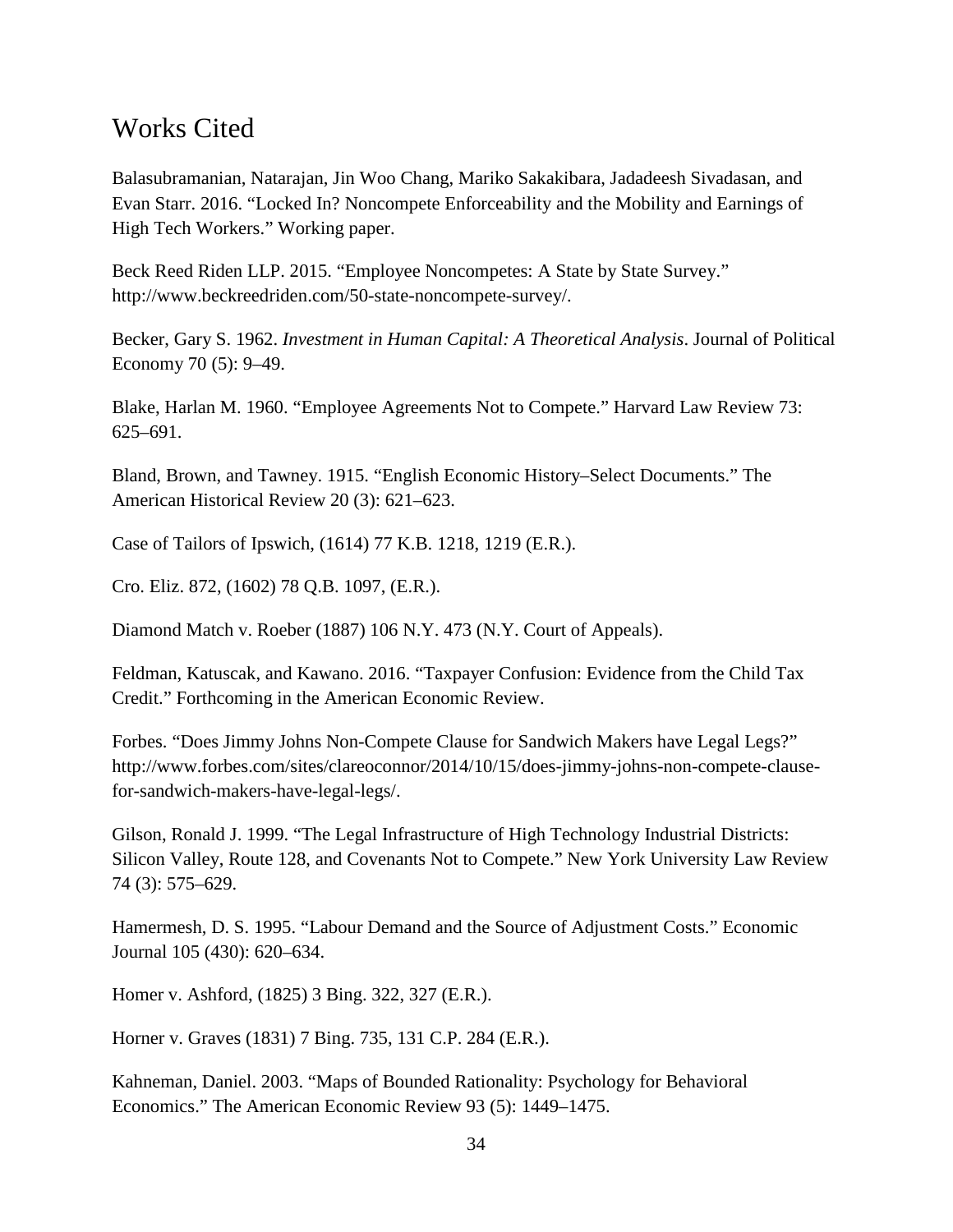# Works Cited

Balasubramanian, Natarajan, Jin Woo Chang, Mariko Sakakibara, Jadadeesh Sivadasan, and Evan Starr. 2016. "Locked In? Noncompete Enforceability and the Mobility and Earnings of High Tech Workers." Working paper.

Beck Reed Riden LLP. 2015. "Employee Noncompetes: A State by State Survey." http://www.beckreedriden.com/50-state-noncompete-survey/.

Becker, Gary S. 1962. *Investment in Human Capital: A Theoretical Analysis*. Journal of Political Economy 70 (5): 9–49.

Blake, Harlan M. 1960. "Employee Agreements Not to Compete." Harvard Law Review 73: 625–691.

Bland, Brown, and Tawney. 1915. "English Economic History–Select Documents." The American Historical Review 20 (3): 621–623.

Case of Tailors of Ipswich, (1614) 77 K.B. 1218, 1219 (E.R.).

Cro. Eliz. 872, (1602) 78 Q.B. 1097, (E.R.).

Diamond Match v. Roeber (1887) 106 N.Y. 473 (N.Y. Court of Appeals).

Feldman, Katuscak, and Kawano. 2016. "Taxpayer Confusion: Evidence from the Child Tax Credit." Forthcoming in the American Economic Review.

Forbes. "Does Jimmy Johns Non-Compete Clause for Sandwich Makers have Legal Legs?" http://www.forbes.com/sites/clareoconnor/2014/10/15/does-jimmy-johns-non-compete-clause-for-sandwich-makers-have-legal-legs/.

Gilson, Ronald J. 1999. "The Legal Infrastructure of High Technology Industrial Districts: Silicon Valley, Route 128, and Covenants Not to Compete." New York University Law Review 74 (3): 575–629.

Hamermesh, D. S. 1995. "Labour Demand and the Source of Adjustment Costs." Economic Journal 105 (430): 620–634.

Homer v. Ashford, (1825) 3 Bing. 322, 327 (E.R.).

Horner v. Graves (1831) 7 Bing. 735, 131 C.P. 284 (E.R.).

Kahneman, Daniel. 2003. "Maps of Bounded Rationality: Psychology for Behavioral Economics." The American Economic Review 93 (5): 1449–1475.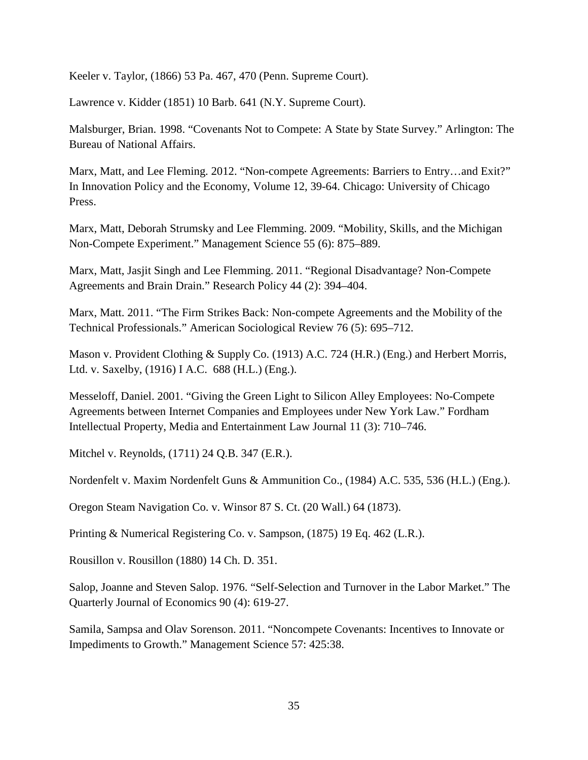Keeler v. Taylor, (1866) 53 Pa. 467, 470 (Penn. Supreme Court).

Lawrence v. Kidder (1851) 10 Barb. 641 (N.Y. Supreme Court).

Malsburger, Brian. 1998. "Covenants Not to Compete: A State by State Survey." Arlington: The Bureau of National Affairs.

Marx, Matt, and Lee Fleming. 2012. "Non-compete Agreements: Barriers to Entry…and Exit?" In Innovation Policy and the Economy, Volume 12, 39-64. Chicago: University of Chicago Press.

Marx, Matt, Deborah Strumsky and Lee Flemming. 2009. "Mobility, Skills, and the Michigan Non-Compete Experiment." Management Science 55 (6): 875–889.

Marx, Matt, Jasjit Singh and Lee Flemming. 2011. "Regional Disadvantage? Non-Compete Agreements and Brain Drain." Research Policy 44 (2): 394–404.

Marx, Matt. 2011. "The Firm Strikes Back: Non-compete Agreements and the Mobility of the Technical Professionals." American Sociological Review 76 (5): 695–712.

Mason v. Provident Clothing & Supply Co. (1913) A.C. 724 (H.R.) (Eng.) and Herbert Morris, Ltd. v. Saxelby, (1916) I A.C. 688 (H.L.) (Eng.).

Messeloff, Daniel. 2001. "Giving the Green Light to Silicon Alley Employees: No-Compete Agreements between Internet Companies and Employees under New York Law." Fordham Intellectual Property, Media and Entertainment Law Journal 11 (3): 710–746.

Mitchel v. Reynolds, (1711) 24 Q.B. 347 (E.R.).

Nordenfelt v. Maxim Nordenfelt Guns & Ammunition Co., (1984) A.C. 535, 536 (H.L.) (Eng.).

Oregon Steam Navigation Co. v. Winsor 87 S. Ct. (20 Wall.) 64 (1873).

Printing & Numerical Registering Co. v. Sampson, (1875) 19 Eq. 462 (L.R.).

Rousillon v. Rousillon (1880) 14 Ch. D. 351.

Salop, Joanne and Steven Salop. 1976. "Self-Selection and Turnover in the Labor Market." The Quarterly Journal of Economics 90 (4): 619-27.

Samila, Sampsa and Olav Sorenson. 2011. "Noncompete Covenants: Incentives to Innovate or Impediments to Growth." Management Science 57: 425:38.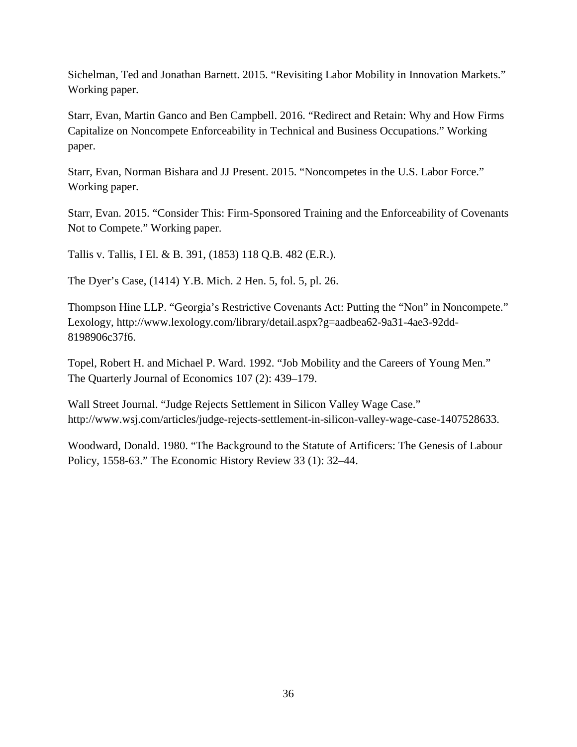Sichelman, Ted and Jonathan Barnett. 2015. "Revisiting Labor Mobility in Innovation Markets." Working paper.

Starr, Evan, Martin Ganco and Ben Campbell. 2016. "Redirect and Retain: Why and How Firms Capitalize on Noncompete Enforceability in Technical and Business Occupations." Working paper.

Starr, Evan, Norman Bishara and JJ Present. 2015. "Noncompetes in the U.S. Labor Force." Working paper.

Starr, Evan. 2015. "Consider This: Firm-Sponsored Training and the Enforceability of Covenants Not to Compete." Working paper.

Tallis v. Tallis, I El. & B. 391, (1853) 118 Q.B. 482 (E.R.).

The Dyer's Case, (1414) Y.B. Mich. 2 Hen. 5, fol. 5, pl. 26.

Thompson Hine LLP. "Georgia's Restrictive Covenants Act: Putting the "Non" in Noncompete." Lexology, http://www.lexology.com/library/detail.aspx?g=aadbea62-9a31-4ae3-92dd-8198906c37f6.

Topel, Robert H. and Michael P. Ward. 1992. "Job Mobility and the Careers of Young Men." The Quarterly Journal of Economics 107 (2): 439–179.

Wall Street Journal. "Judge Rejects Settlement in Silicon Valley Wage Case." http://www.wsj.com/articles/judge-rejects-settlement-in-silicon-valley-wage-case-1407528633.

Woodward, Donald. 1980. "The Background to the Statute of Artificers: The Genesis of Labour Policy, 1558-63." The Economic History Review 33 (1): 32–44.